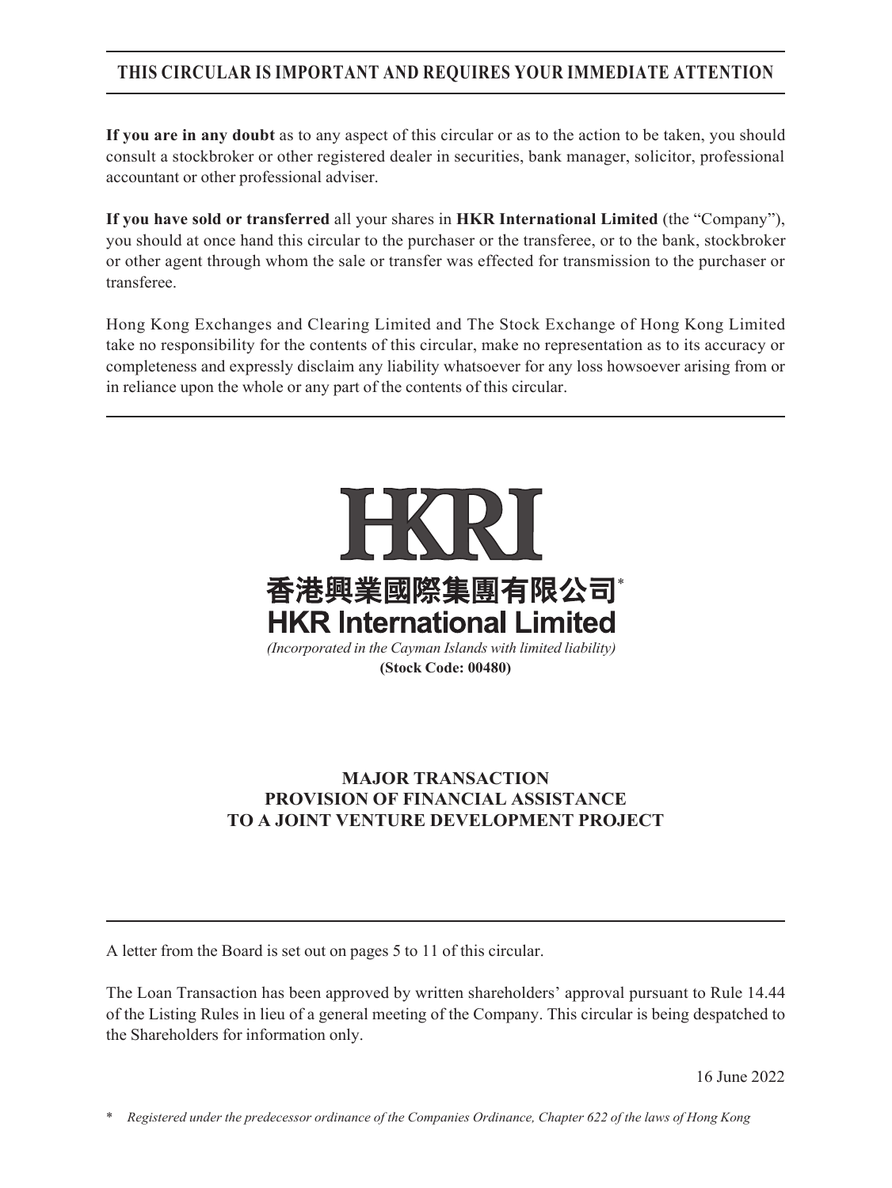**THIS CIRCULAR IS IMPORTANT AND REQUIRES YOUR IMMEDIATE ATTENTION**

**If you are in any doubt** as to any aspect of this circular or as to the action to be taken, you should consult a stockbroker or other registered dealer in securities, bank manager, solicitor, professional accountant or other professional adviser.

**If you have sold or transferred** all your shares in **HKR International Limited** (the "Company"), you should at once hand this circular to the purchaser or the transferee, or to the bank, stockbroker or other agent through whom the sale or transfer was effected for transmission to the purchaser or transferee.

Hong Kong Exchanges and Clearing Limited and The Stock Exchange of Hong Kong Limited take no responsibility for the contents of this circular, make no representation as to its accuracy or completeness and expressly disclaim any liability whatsoever for any loss howsoever arising from or in reliance upon the whole or any part of the contents of this circular.

HKRI

香港興業國際集團有限公司*

**HKR International Limited**

*(Incorporated in the Cayman Islands with limited liability)*

**(Stock Code: 00480)**

**MAJOR TRANSACTION**
**PROVISION OF FINANCIAL ASSISTANCE**
**TO A JOINT VENTURE DEVELOPMENT PROJECT**

A letter from the Board is set out on pages 5 to 11 of this circular.

The Loan Transaction has been approved by written shareholders' approval pursuant to Rule 14.44 of the Listing Rules in lieu of a general meeting of the Company. This circular is being despatched to the Shareholders for information only.

16 June 2022

\* *Registered under the predecessor ordinance of the Companies Ordinance, Chapter 622 of the laws of Hong Kong*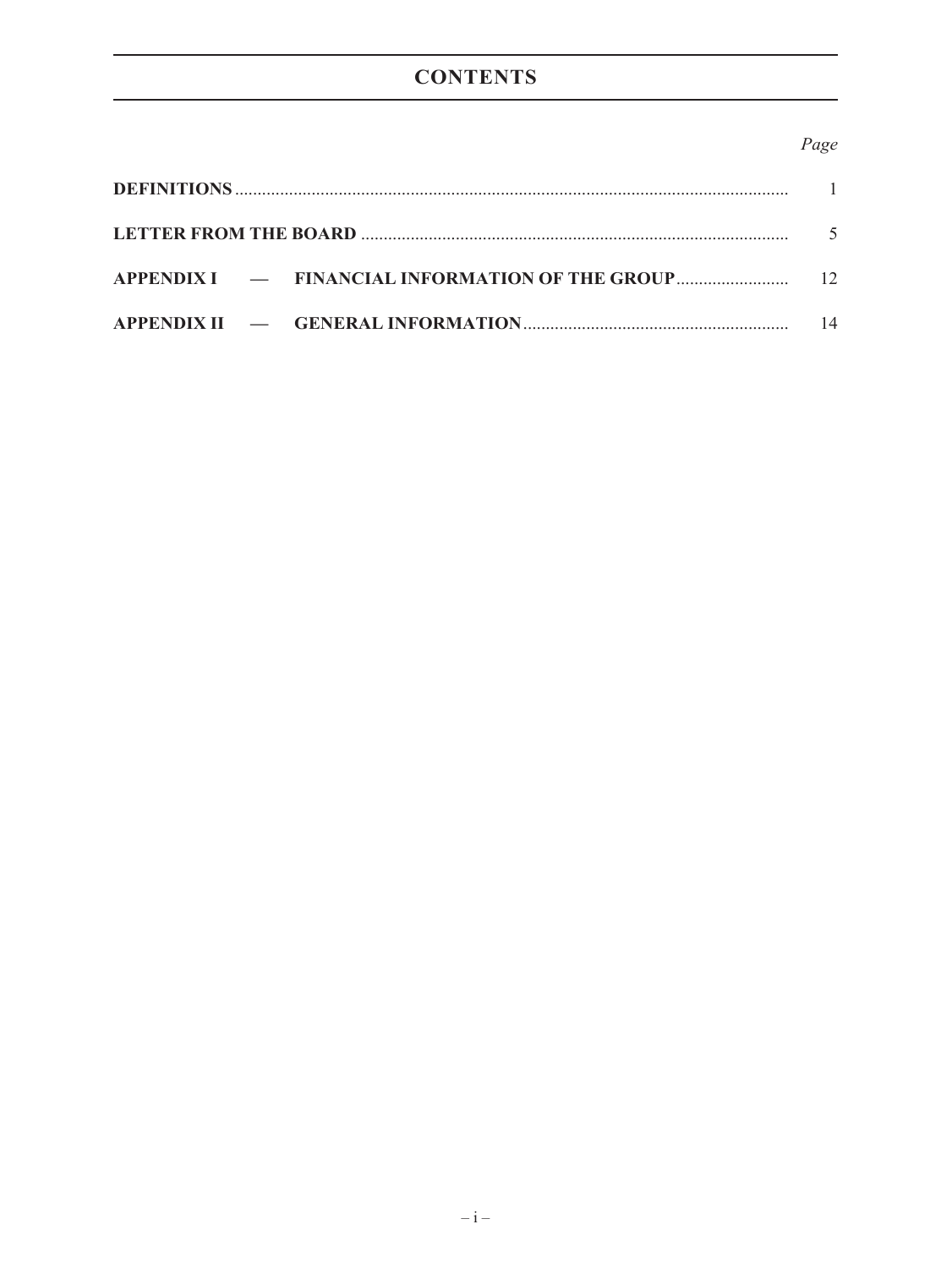# CONTENTS

| | *Page* |
|---|---|
| **DEFINITIONS** | 1 |
| **LETTER FROM THE BOARD** | 5 |
| **APPENDIX I — FINANCIAL INFORMATION OF THE GROUP** | 12 |
| **APPENDIX II — GENERAL INFORMATION** | 14 |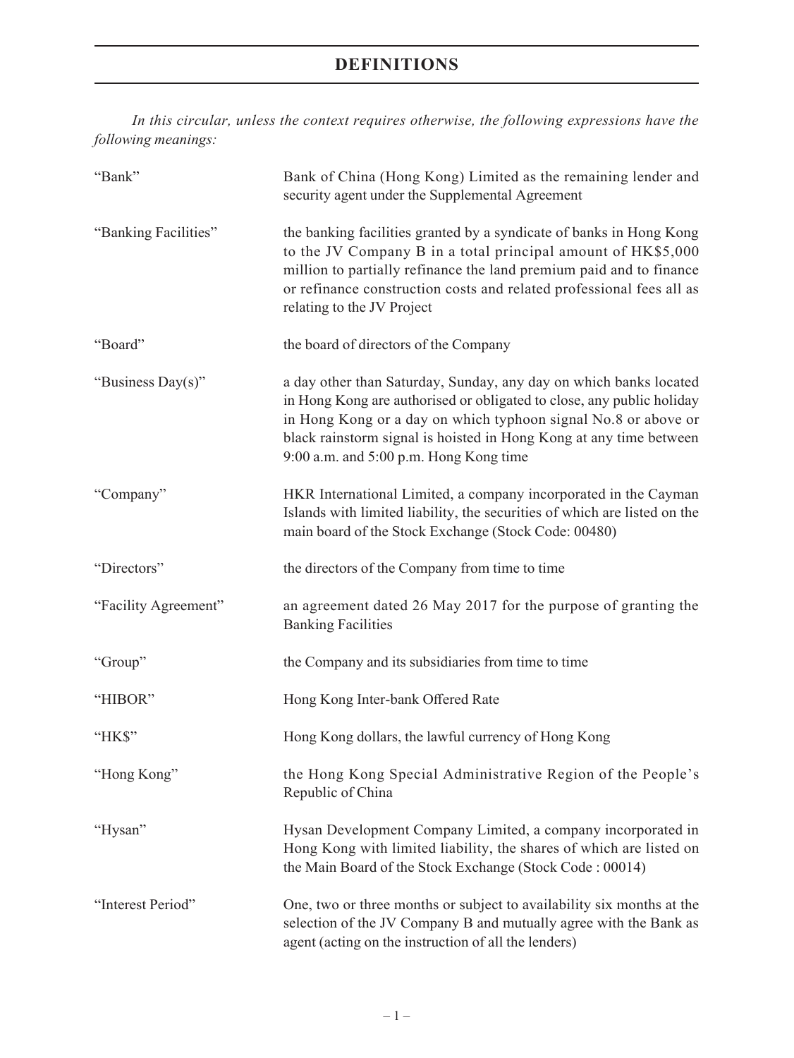# DEFINITIONS

*In this circular, unless the context requires otherwise, the following expressions have the following meanings:*

| | |
|---|---|
| "Bank" | Bank of China (Hong Kong) Limited as the remaining lender and security agent under the Supplemental Agreement |
| "Banking Facilities" | the banking facilities granted by a syndicate of banks in Hong Kong to the JV Company B in a total principal amount of HK$5,000 million to partially refinance the land premium paid and to finance or refinance construction costs and related professional fees all as relating to the JV Project |
| "Board" | the board of directors of the Company |
| "Business Day(s)" | a day other than Saturday, Sunday, any day on which banks located in Hong Kong are authorised or obligated to close, any public holiday in Hong Kong or a day on which typhoon signal No.8 or above or black rainstorm signal is hoisted in Hong Kong at any time between 9:00 a.m. and 5:00 p.m. Hong Kong time |
| "Company" | HKR International Limited, a company incorporated in the Cayman Islands with limited liability, the securities of which are listed on the main board of the Stock Exchange (Stock Code: 00480) |
| "Directors" | the directors of the Company from time to time |
| "Facility Agreement" | an agreement dated 26 May 2017 for the purpose of granting the Banking Facilities |
| "Group" | the Company and its subsidiaries from time to time |
| "HIBOR" | Hong Kong Inter-bank Offered Rate |
| "HK$" | Hong Kong dollars, the lawful currency of Hong Kong |
| "Hong Kong" | the Hong Kong Special Administrative Region of the People's Republic of China |
| "Hysan" | Hysan Development Company Limited, a company incorporated in Hong Kong with limited liability, the shares of which are listed on the Main Board of the Stock Exchange (Stock Code : 00014) |
| "Interest Period" | One, two or three months or subject to availability six months at the selection of the JV Company B and mutually agree with the Bank as agent (acting on the instruction of all the lenders) |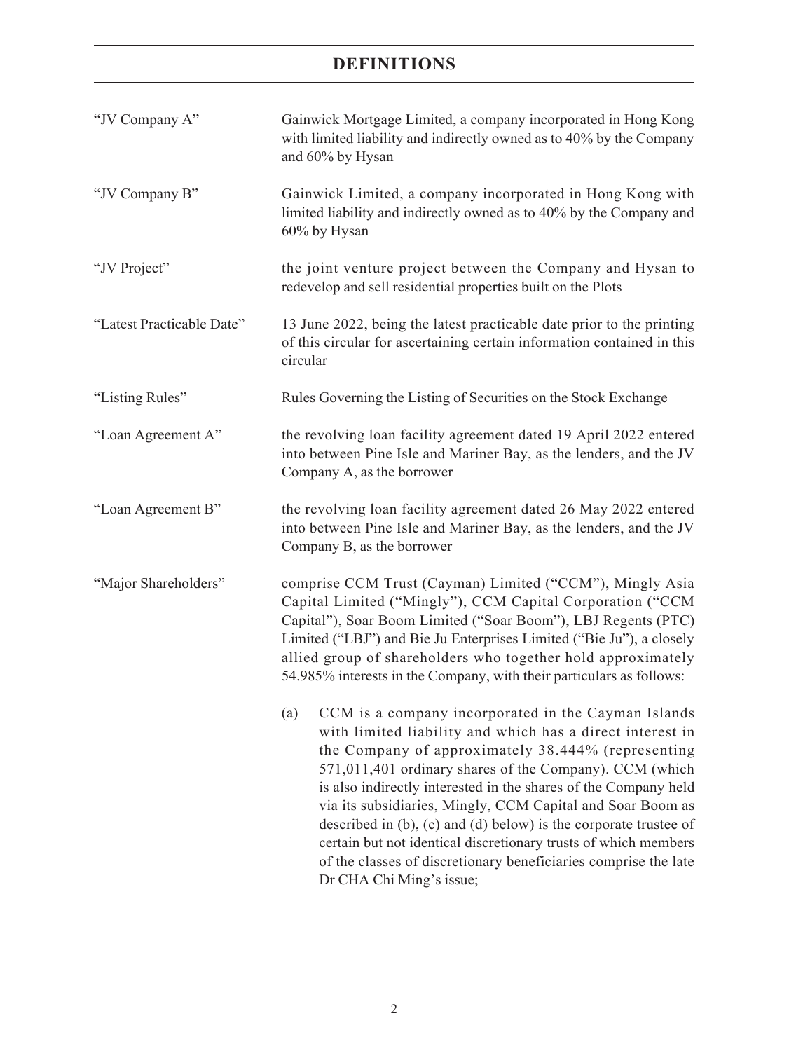# DEFINITIONS

| | |
|---|---|
| "JV Company A" | Gainwick Mortgage Limited, a company incorporated in Hong Kong with limited liability and indirectly owned as to 40% by the Company and 60% by Hysan |
| "JV Company B" | Gainwick Limited, a company incorporated in Hong Kong with limited liability and indirectly owned as to 40% by the Company and 60% by Hysan |
| "JV Project" | the joint venture project between the Company and Hysan to redevelop and sell residential properties built on the Plots |
| "Latest Practicable Date" | 13 June 2022, being the latest practicable date prior to the printing of this circular for ascertaining certain information contained in this circular |
| "Listing Rules" | Rules Governing the Listing of Securities on the Stock Exchange |
| "Loan Agreement A" | the revolving loan facility agreement dated 19 April 2022 entered into between Pine Isle and Mariner Bay, as the lenders, and the JV Company A, as the borrower |
| "Loan Agreement B" | the revolving loan facility agreement dated 26 May 2022 entered into between Pine Isle and Mariner Bay, as the lenders, and the JV Company B, as the borrower |
| "Major Shareholders" | comprise CCM Trust (Cayman) Limited ("CCM"), Mingly Asia Capital Limited ("Mingly"), CCM Capital Corporation ("CCM Capital"), Soar Boom Limited ("Soar Boom"), LBJ Regents (PTC) Limited ("LBJ") and Bie Ju Enterprises Limited ("Bie Ju"), a closely allied group of shareholders who together hold approximately 54.985% interests in the Company, with their particulars as follows:<br><br>(a) CCM is a company incorporated in the Cayman Islands with limited liability and which has a direct interest in the Company of approximately 38.444% (representing 571,011,401 ordinary shares of the Company). CCM (which is also indirectly interested in the shares of the Company held via its subsidiaries, Mingly, CCM Capital and Soar Boom as described in (b), (c) and (d) below) is the corporate trustee of certain but not identical discretionary trusts of which members of the classes of discretionary beneficiaries comprise the late Dr CHA Chi Ming's issue; |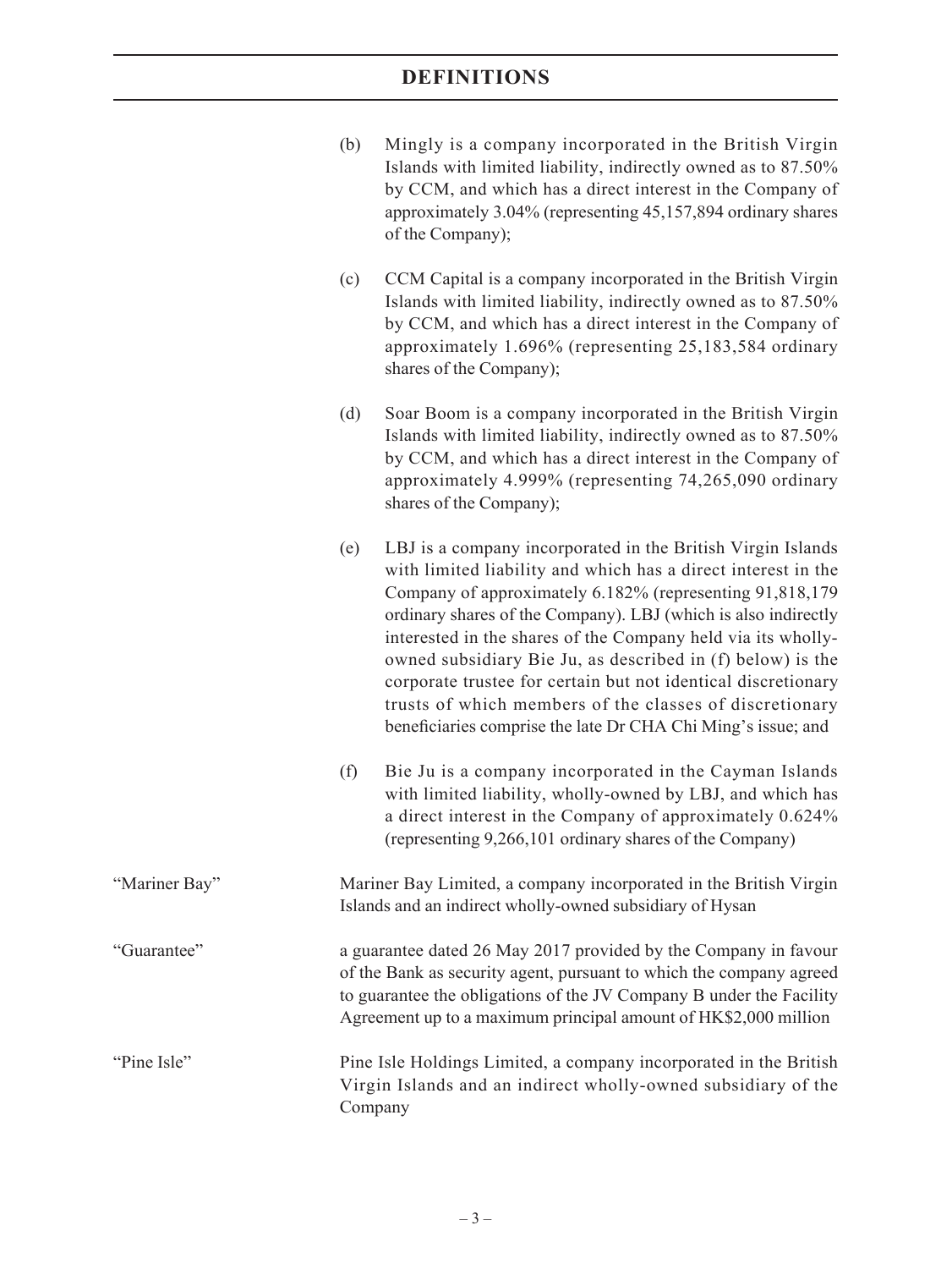# DEFINITIONS

(b) Mingly is a company incorporated in the British Virgin Islands with limited liability, indirectly owned as to 87.50% by CCM, and which has a direct interest in the Company of approximately 3.04% (representing 45,157,894 ordinary shares of the Company);

(c) CCM Capital is a company incorporated in the British Virgin Islands with limited liability, indirectly owned as to 87.50% by CCM, and which has a direct interest in the Company of approximately 1.696% (representing 25,183,584 ordinary shares of the Company);

(d) Soar Boom is a company incorporated in the British Virgin Islands with limited liability, indirectly owned as to 87.50% by CCM, and which has a direct interest in the Company of approximately 4.999% (representing 74,265,090 ordinary shares of the Company);

(e) LBJ is a company incorporated in the British Virgin Islands with limited liability and which has a direct interest in the Company of approximately 6.182% (representing 91,818,179 ordinary shares of the Company). LBJ (which is also indirectly interested in the shares of the Company held via its wholly-owned subsidiary Bie Ju, as described in (f) below) is the corporate trustee for certain but not identical discretionary trusts of which members of the classes of discretionary beneficiaries comprise the late Dr CHA Chi Ming's issue; and

(f) Bie Ju is a company incorporated in the Cayman Islands with limited liability, wholly-owned by LBJ, and which has a direct interest in the Company of approximately 0.624% (representing 9,266,101 ordinary shares of the Company)

| | |
|---|---|
| "Mariner Bay" | Mariner Bay Limited, a company incorporated in the British Virgin Islands and an indirect wholly-owned subsidiary of Hysan |
| "Guarantee" | a guarantee dated 26 May 2017 provided by the Company in favour of the Bank as security agent, pursuant to which the company agreed to guarantee the obligations of the JV Company B under the Facility Agreement up to a maximum principal amount of HK$2,000 million |
| "Pine Isle" | Pine Isle Holdings Limited, a company incorporated in the British Virgin Islands and an indirect wholly-owned subsidiary of the Company |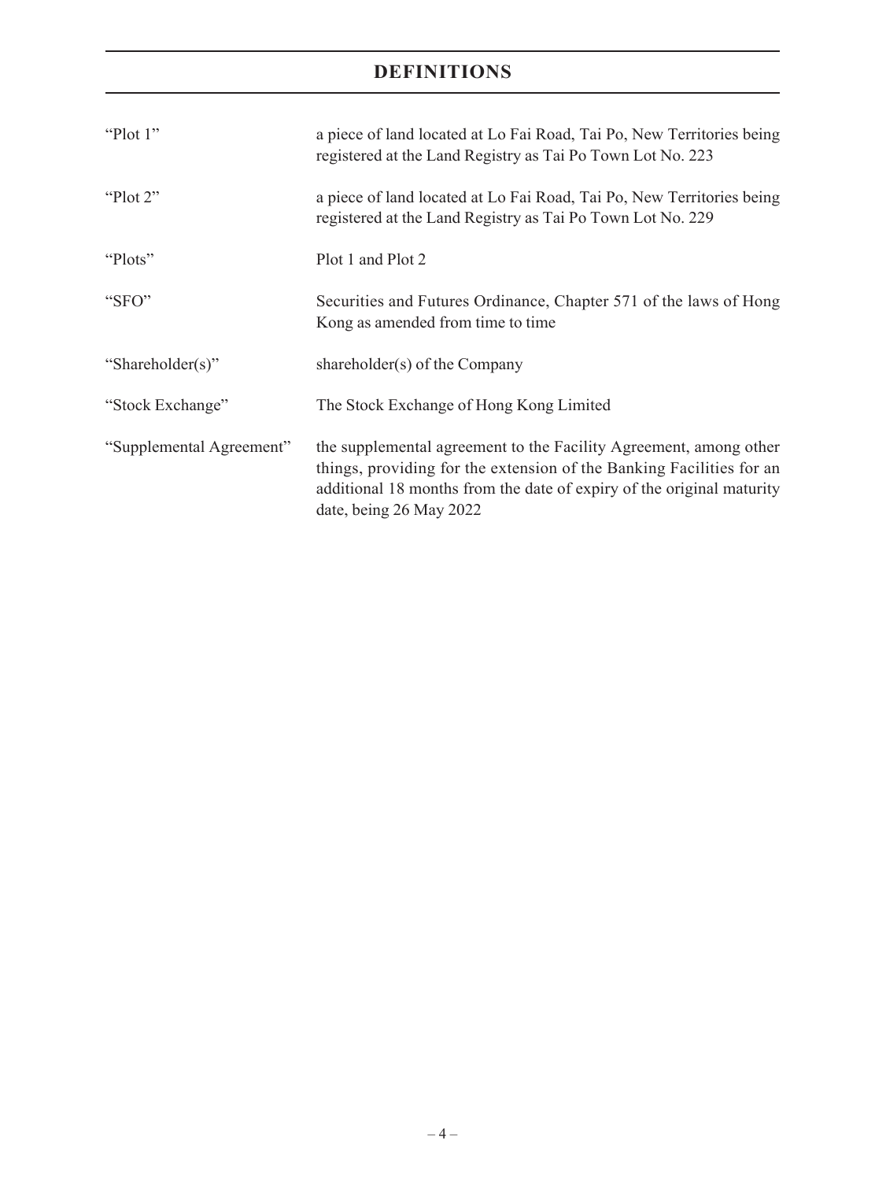# DEFINITIONS

| | |
|---|---|
| "Plot 1" | a piece of land located at Lo Fai Road, Tai Po, New Territories being registered at the Land Registry as Tai Po Town Lot No. 223 |
| "Plot 2" | a piece of land located at Lo Fai Road, Tai Po, New Territories being registered at the Land Registry as Tai Po Town Lot No. 229 |
| "Plots" | Plot 1 and Plot 2 |
| "SFO" | Securities and Futures Ordinance, Chapter 571 of the laws of Hong Kong as amended from time to time |
| "Shareholder(s)" | shareholder(s) of the Company |
| "Stock Exchange" | The Stock Exchange of Hong Kong Limited |
| "Supplemental Agreement" | the supplemental agreement to the Facility Agreement, among other things, providing for the extension of the Banking Facilities for an additional 18 months from the date of expiry of the original maturity date, being 26 May 2022 |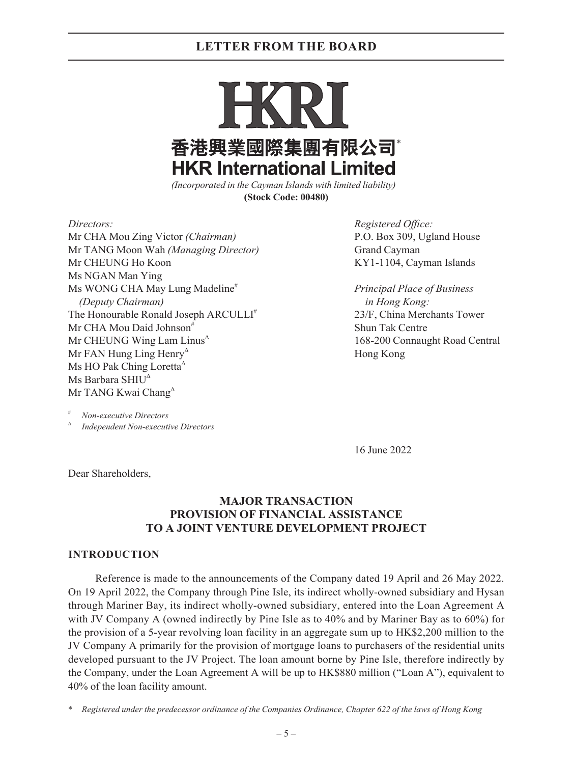# LETTER FROM THE BOARD

**HKRI**

**香港興業國際集團有限公司***

**HKR International Limited**

*(Incorporated in the Cayman Islands with limited liability)*

**(Stock Code: 00480)**

*Directors:*
Mr CHA Mou Zing Victor *(Chairman)*
Mr TANG Moon Wah *(Managing Director)*
Mr CHEUNG Ho Koon
Ms NGAN Man Ying
Ms WONG CHA May Lung Madeline[#] *(Deputy Chairman)*
The Honourable Ronald Joseph ARCULLI[#]
Mr CHA Mou Daid Johnson[#]
Mr CHEUNG Wing Lam Linus[Δ]
Mr FAN Hung Ling Henry[Δ]
Ms HO Pak Ching Loretta[Δ]
Ms Barbara SHIU[Δ]
Mr TANG Kwai Chang[Δ]

[#] *Non-executive Directors*
[Δ] *Independent Non-executive Directors*

*Registered Office:*
P.O. Box 309, Ugland House
Grand Cayman
KY1-1104, Cayman Islands

*Principal Place of Business in Hong Kong:*
23/F, China Merchants Tower
Shun Tak Centre
168-200 Connaught Road Central
Hong Kong

16 June 2022

Dear Shareholders,

## MAJOR TRANSACTION PROVISION OF FINANCIAL ASSISTANCE TO A JOINT VENTURE DEVELOPMENT PROJECT

### INTRODUCTION

Reference is made to the announcements of the Company dated 19 April and 26 May 2022. On 19 April 2022, the Company through Pine Isle, its indirect wholly-owned subsidiary and Hysan through Mariner Bay, its indirect wholly-owned subsidiary, entered into the Loan Agreement A with JV Company A (owned indirectly by Pine Isle as to 40% and by Mariner Bay as to 60%) for the provision of a 5-year revolving loan facility in an aggregate sum up to HK$2,200 million to the JV Company A primarily for the provision of mortgage loans to purchasers of the residential units developed pursuant to the JV Project. The loan amount borne by Pine Isle, therefore indirectly by the Company, under the Loan Agreement A will be up to HK$880 million ("Loan A"), equivalent to 40% of the loan facility amount.

\* *Registered under the predecessor ordinance of the Companies Ordinance, Chapter 622 of the laws of Hong Kong*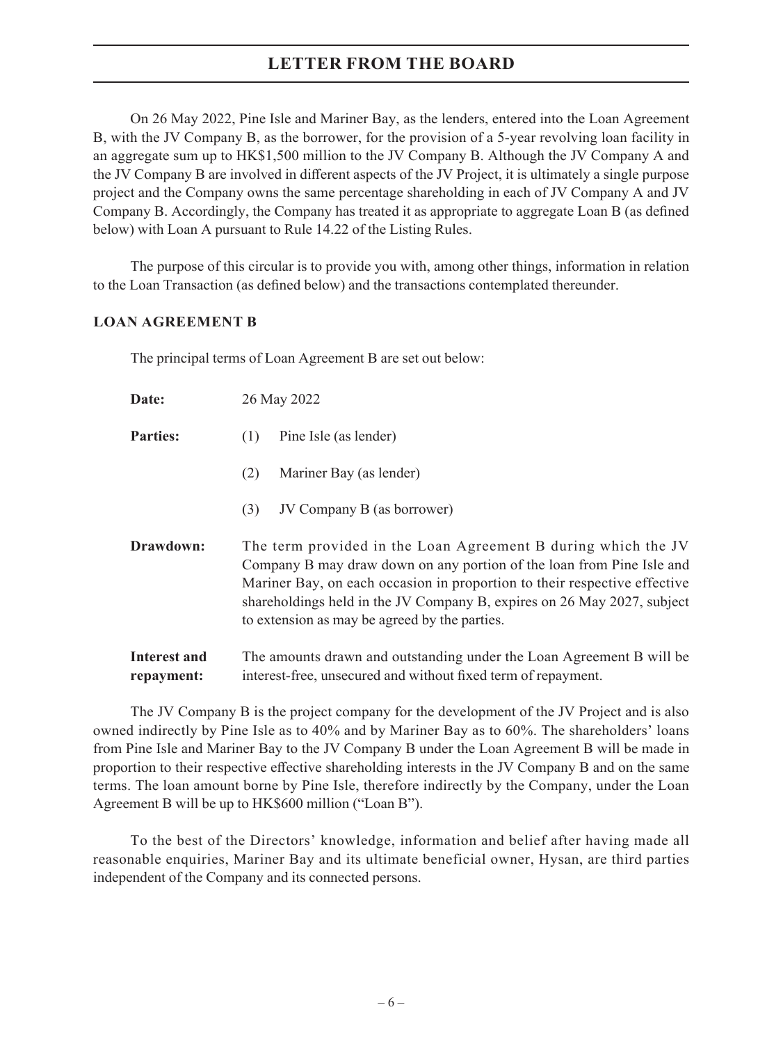On 26 May 2022, Pine Isle and Mariner Bay, as the lenders, entered into the Loan Agreement B, with the JV Company B, as the borrower, for the provision of a 5-year revolving loan facility in an aggregate sum up to HK$1,500 million to the JV Company B. Although the JV Company A and the JV Company B are involved in different aspects of the JV Project, it is ultimately a single purpose project and the Company owns the same percentage shareholding in each of JV Company A and JV Company B. Accordingly, the Company has treated it as appropriate to aggregate Loan B (as defined below) with Loan A pursuant to Rule 14.22 of the Listing Rules.

The purpose of this circular is to provide you with, among other things, information in relation to the Loan Transaction (as defined below) and the transactions contemplated thereunder.

### LOAN AGREEMENT B

The principal terms of Loan Agreement B are set out below:

**Date:** 26 May 2022

**Parties:**

(1) Pine Isle (as lender)

(2) Mariner Bay (as lender)

(3) JV Company B (as borrower)

**Drawdown:** The term provided in the Loan Agreement B during which the JV Company B may draw down on any portion of the loan from Pine Isle and Mariner Bay, on each occasion in proportion to their respective effective shareholdings held in the JV Company B, expires on 26 May 2027, subject to extension as may be agreed by the parties.

**Interest and repayment:** The amounts drawn and outstanding under the Loan Agreement B will be interest-free, unsecured and without fixed term of repayment.

The JV Company B is the project company for the development of the JV Project and is also owned indirectly by Pine Isle as to 40% and by Mariner Bay as to 60%. The shareholders' loans from Pine Isle and Mariner Bay to the JV Company B under the Loan Agreement B will be made in proportion to their respective effective shareholding interests in the JV Company B and on the same terms. The loan amount borne by Pine Isle, therefore indirectly by the Company, under the Loan Agreement B will be up to HK$600 million ("Loan B").

To the best of the Directors' knowledge, information and belief after having made all reasonable enquiries, Mariner Bay and its ultimate beneficial owner, Hysan, are third parties independent of the Company and its connected persons.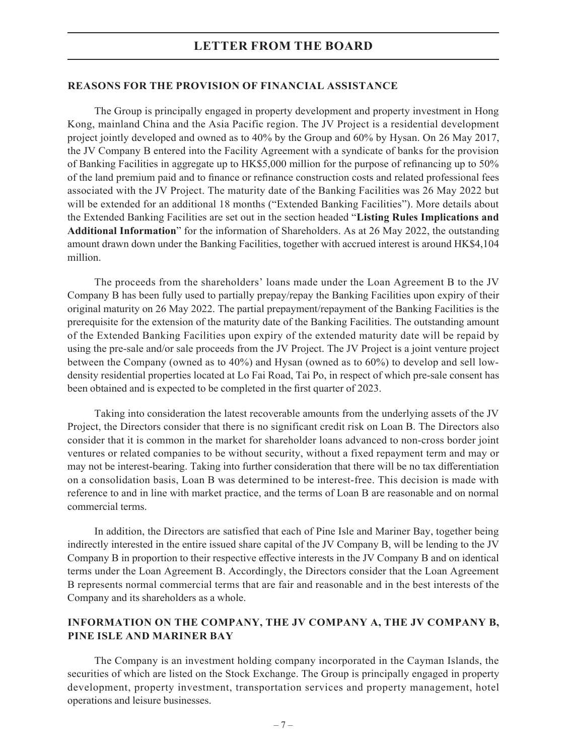## REASONS FOR THE PROVISION OF FINANCIAL ASSISTANCE

The Group is principally engaged in property development and property investment in Hong Kong, mainland China and the Asia Pacific region. The JV Project is a residential development project jointly developed and owned as to 40% by the Group and 60% by Hysan. On 26 May 2017, the JV Company B entered into the Facility Agreement with a syndicate of banks for the provision of Banking Facilities in aggregate up to HK$5,000 million for the purpose of refinancing up to 50% of the land premium paid and to finance or refinance construction costs and related professional fees associated with the JV Project. The maturity date of the Banking Facilities was 26 May 2022 but will be extended for an additional 18 months ("Extended Banking Facilities"). More details about the Extended Banking Facilities are set out in the section headed "**Listing Rules Implications and Additional Information**" for the information of Shareholders. As at 26 May 2022, the outstanding amount drawn down under the Banking Facilities, together with accrued interest is around HK$4,104 million.

The proceeds from the shareholders' loans made under the Loan Agreement B to the JV Company B has been fully used to partially prepay/repay the Banking Facilities upon expiry of their original maturity on 26 May 2022. The partial prepayment/repayment of the Banking Facilities is the prerequisite for the extension of the maturity date of the Banking Facilities. The outstanding amount of the Extended Banking Facilities upon expiry of the extended maturity date will be repaid by using the pre-sale and/or sale proceeds from the JV Project. The JV Project is a joint venture project between the Company (owned as to 40%) and Hysan (owned as to 60%) to develop and sell low-density residential properties located at Lo Fai Road, Tai Po, in respect of which pre-sale consent has been obtained and is expected to be completed in the first quarter of 2023.

Taking into consideration the latest recoverable amounts from the underlying assets of the JV Project, the Directors consider that there is no significant credit risk on Loan B. The Directors also consider that it is common in the market for shareholder loans advanced to non-cross border joint ventures or related companies to be without security, without a fixed repayment term and may or may not be interest-bearing. Taking into further consideration that there will be no tax differentiation on a consolidation basis, Loan B was determined to be interest-free. This decision is made with reference to and in line with market practice, and the terms of Loan B are reasonable and on normal commercial terms.

In addition, the Directors are satisfied that each of Pine Isle and Mariner Bay, together being indirectly interested in the entire issued share capital of the JV Company B, will be lending to the JV Company B in proportion to their respective effective interests in the JV Company B and on identical terms under the Loan Agreement B. Accordingly, the Directors consider that the Loan Agreement B represents normal commercial terms that are fair and reasonable and in the best interests of the Company and its shareholders as a whole.

## INFORMATION ON THE COMPANY, THE JV COMPANY A, THE JV COMPANY B, PINE ISLE AND MARINER BAY

The Company is an investment holding company incorporated in the Cayman Islands, the securities of which are listed on the Stock Exchange. The Group is principally engaged in property development, property investment, transportation services and property management, hotel operations and leisure businesses.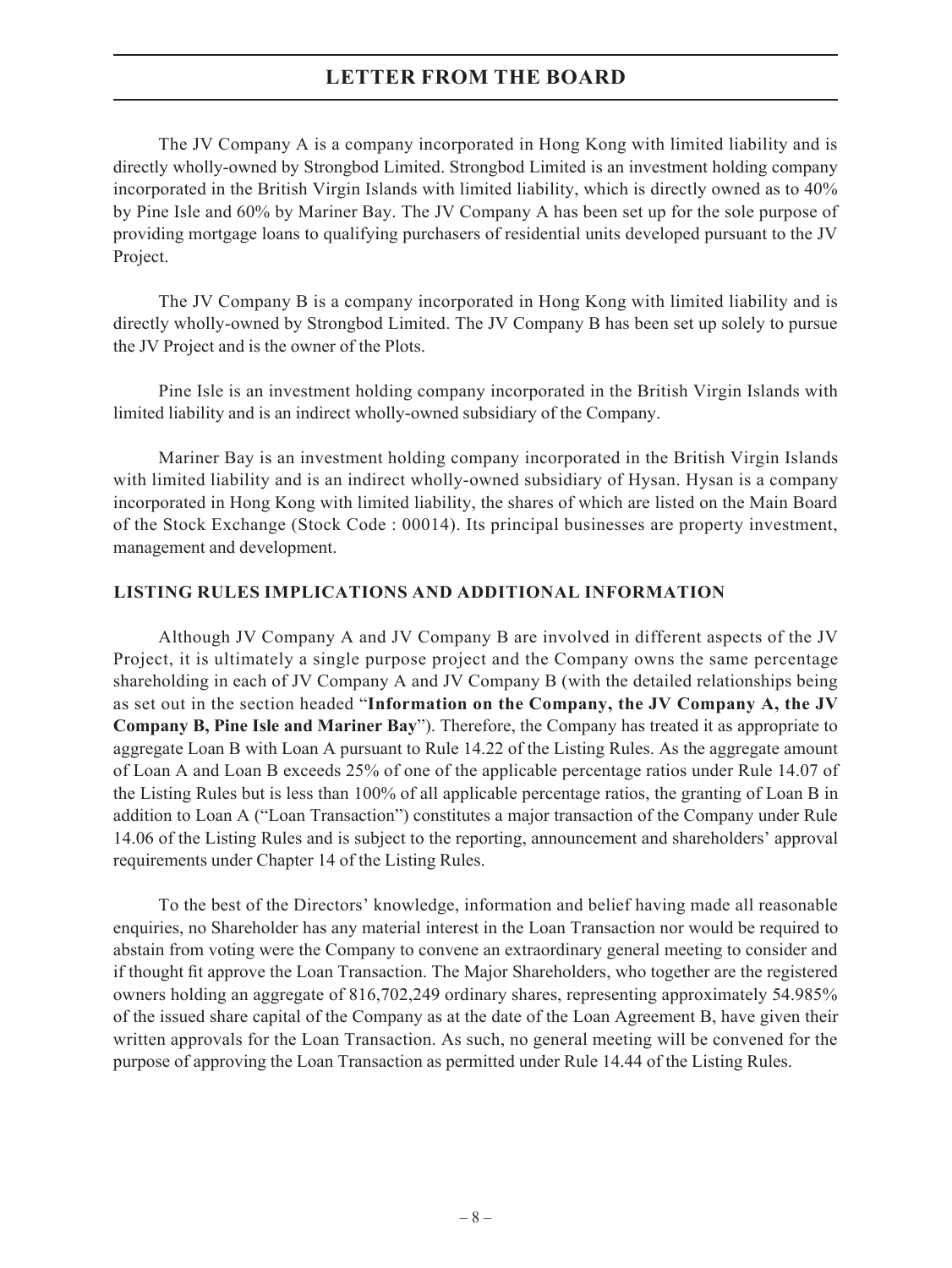The JV Company A is a company incorporated in Hong Kong with limited liability and is directly wholly-owned by Strongbod Limited. Strongbod Limited is an investment holding company incorporated in the British Virgin Islands with limited liability, which is directly owned as to 40% by Pine Isle and 60% by Mariner Bay. The JV Company A has been set up for the sole purpose of providing mortgage loans to qualifying purchasers of residential units developed pursuant to the JV Project.

The JV Company B is a company incorporated in Hong Kong with limited liability and is directly wholly-owned by Strongbod Limited. The JV Company B has been set up solely to pursue the JV Project and is the owner of the Plots.

Pine Isle is an investment holding company incorporated in the British Virgin Islands with limited liability and is an indirect wholly-owned subsidiary of the Company.

Mariner Bay is an investment holding company incorporated in the British Virgin Islands with limited liability and is an indirect wholly-owned subsidiary of Hysan. Hysan is a company incorporated in Hong Kong with limited liability, the shares of which are listed on the Main Board of the Stock Exchange (Stock Code : 00014). Its principal businesses are property investment, management and development.

## LISTING RULES IMPLICATIONS AND ADDITIONAL INFORMATION

Although JV Company A and JV Company B are involved in different aspects of the JV Project, it is ultimately a single purpose project and the Company owns the same percentage shareholding in each of JV Company A and JV Company B (with the detailed relationships being as set out in the section headed "**Information on the Company, the JV Company A, the JV Company B, Pine Isle and Mariner Bay**"). Therefore, the Company has treated it as appropriate to aggregate Loan B with Loan A pursuant to Rule 14.22 of the Listing Rules. As the aggregate amount of Loan A and Loan B exceeds 25% of one of the applicable percentage ratios under Rule 14.07 of the Listing Rules but is less than 100% of all applicable percentage ratios, the granting of Loan B in addition to Loan A ("Loan Transaction") constitutes a major transaction of the Company under Rule 14.06 of the Listing Rules and is subject to the reporting, announcement and shareholders' approval requirements under Chapter 14 of the Listing Rules.

To the best of the Directors' knowledge, information and belief having made all reasonable enquiries, no Shareholder has any material interest in the Loan Transaction nor would be required to abstain from voting were the Company to convene an extraordinary general meeting to consider and if thought fit approve the Loan Transaction. The Major Shareholders, who together are the registered owners holding an aggregate of 816,702,249 ordinary shares, representing approximately 54.985% of the issued share capital of the Company as at the date of the Loan Agreement B, have given their written approvals for the Loan Transaction. As such, no general meeting will be convened for the purpose of approving the Loan Transaction as permitted under Rule 14.44 of the Listing Rules.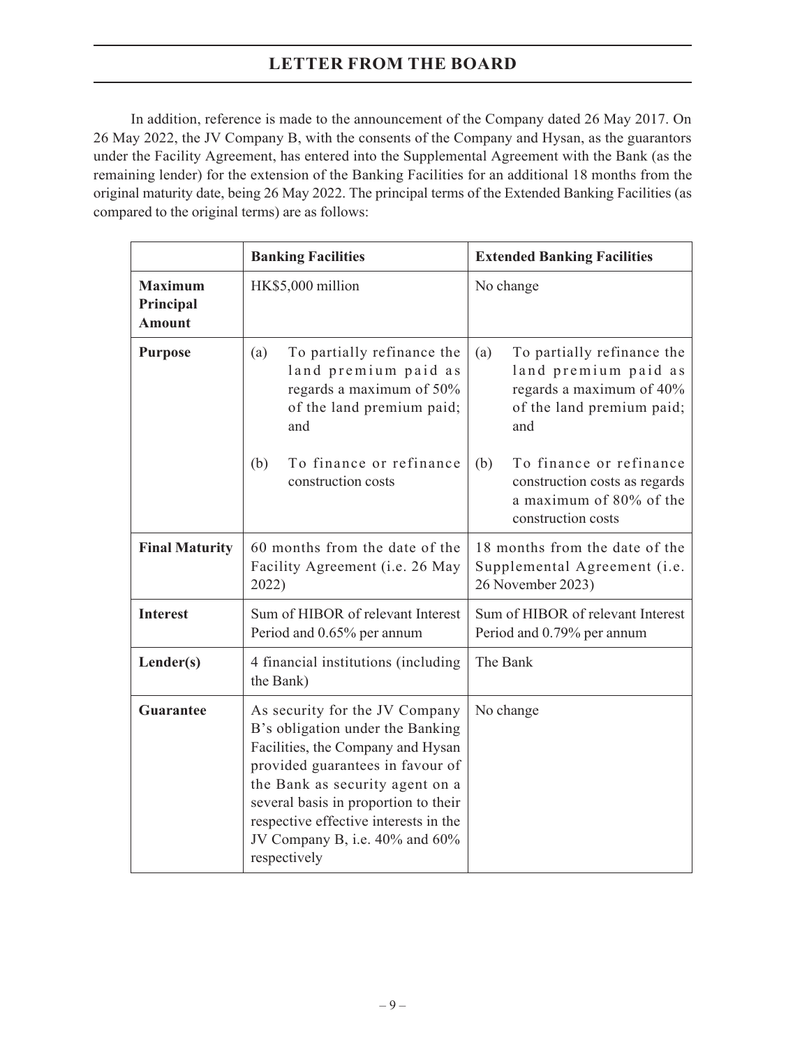In addition, reference is made to the announcement of the Company dated 26 May 2017. On 26 May 2022, the JV Company B, with the consents of the Company and Hysan, as the guarantors under the Facility Agreement, has entered into the Supplemental Agreement with the Bank (as the remaining lender) for the extension of the Banking Facilities for an additional 18 months from the original maturity date, being 26 May 2022. The principal terms of the Extended Banking Facilities (as compared to the original terms) are as follows:

| | **Banking Facilities** | **Extended Banking Facilities** |
|---|---|---|
| **Maximum Principal Amount** | HK$5,000 million | No change |
| **Purpose** | (a) To partially refinance the land premium paid as regards a maximum of 50% of the land premium paid; and<br><br>(b) To finance or refinance construction costs | (a) To partially refinance the land premium paid as regards a maximum of 40% of the land premium paid; and<br><br>(b) To finance or refinance construction costs as regards a maximum of 80% of the construction costs |
| **Final Maturity** | 60 months from the date of the Facility Agreement (i.e. 26 May 2022) | 18 months from the date of the Supplemental Agreement (i.e. 26 November 2023) |
| **Interest** | Sum of HIBOR of relevant Interest Period and 0.65% per annum | Sum of HIBOR of relevant Interest Period and 0.79% per annum |
| **Lender(s)** | 4 financial institutions (including the Bank) | The Bank |
| **Guarantee** | As security for the JV Company B's obligation under the Banking Facilities, the Company and Hysan provided guarantees in favour of the Bank as security agent on a several basis in proportion to their respective effective interests in the JV Company B, i.e. 40% and 60% respectively | No change |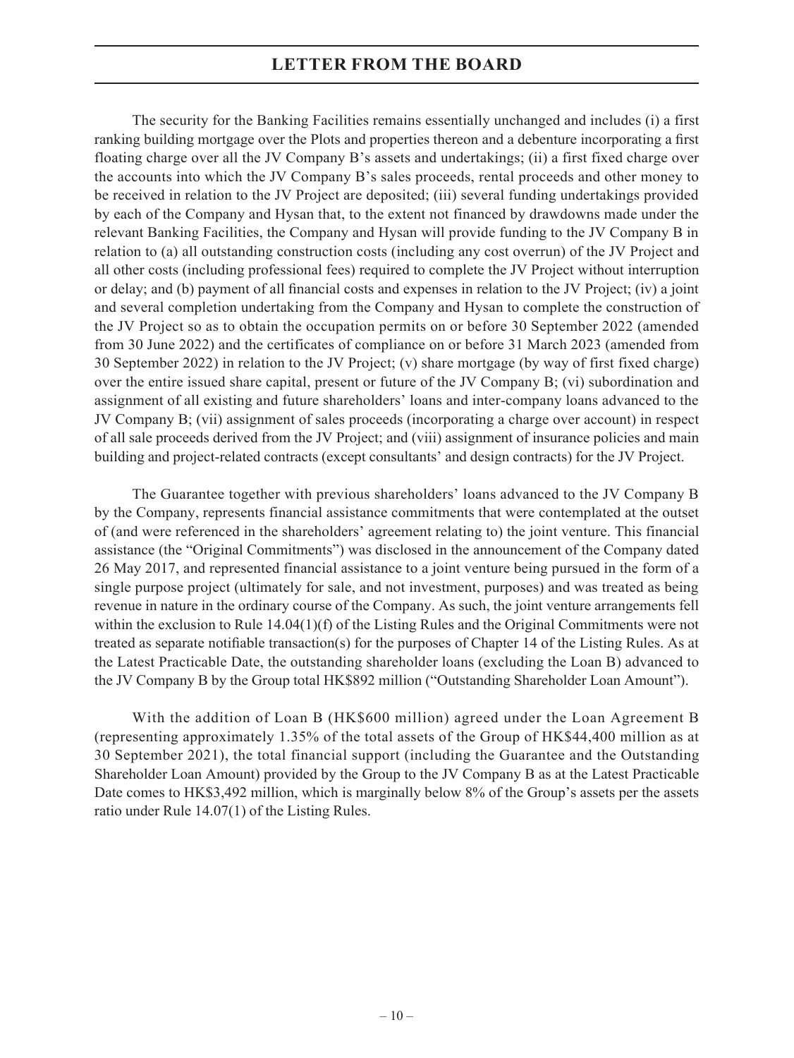The security for the Banking Facilities remains essentially unchanged and includes (i) a first ranking building mortgage over the Plots and properties thereon and a debenture incorporating a first floating charge over all the JV Company B's assets and undertakings; (ii) a first fixed charge over the accounts into which the JV Company B's sales proceeds, rental proceeds and other money to be received in relation to the JV Project are deposited; (iii) several funding undertakings provided by each of the Company and Hysan that, to the extent not financed by drawdowns made under the relevant Banking Facilities, the Company and Hysan will provide funding to the JV Company B in relation to (a) all outstanding construction costs (including any cost overrun) of the JV Project and all other costs (including professional fees) required to complete the JV Project without interruption or delay; and (b) payment of all financial costs and expenses in relation to the JV Project; (iv) a joint and several completion undertaking from the Company and Hysan to complete the construction of the JV Project so as to obtain the occupation permits on or before 30 September 2022 (amended from 30 June 2022) and the certificates of compliance on or before 31 March 2023 (amended from 30 September 2022) in relation to the JV Project; (v) share mortgage (by way of first fixed charge) over the entire issued share capital, present or future of the JV Company B; (vi) subordination and assignment of all existing and future shareholders' loans and inter-company loans advanced to the JV Company B; (vii) assignment of sales proceeds (incorporating a charge over account) in respect of all sale proceeds derived from the JV Project; and (viii) assignment of insurance policies and main building and project-related contracts (except consultants' and design contracts) for the JV Project.

The Guarantee together with previous shareholders' loans advanced to the JV Company B by the Company, represents financial assistance commitments that were contemplated at the outset of (and were referenced in the shareholders' agreement relating to) the joint venture. This financial assistance (the "Original Commitments") was disclosed in the announcement of the Company dated 26 May 2017, and represented financial assistance to a joint venture being pursued in the form of a single purpose project (ultimately for sale, and not investment, purposes) and was treated as being revenue in nature in the ordinary course of the Company. As such, the joint venture arrangements fell within the exclusion to Rule 14.04(1)(f) of the Listing Rules and the Original Commitments were not treated as separate notifiable transaction(s) for the purposes of Chapter 14 of the Listing Rules. As at the Latest Practicable Date, the outstanding shareholder loans (excluding the Loan B) advanced to the JV Company B by the Group total HK$892 million ("Outstanding Shareholder Loan Amount").

With the addition of Loan B (HK$600 million) agreed under the Loan Agreement B (representing approximately 1.35% of the total assets of the Group of HK$44,400 million as at 30 September 2021), the total financial support (including the Guarantee and the Outstanding Shareholder Loan Amount) provided by the Group to the JV Company B as at the Latest Practicable Date comes to HK$3,492 million, which is marginally below 8% of the Group's assets per the assets ratio under Rule 14.07(1) of the Listing Rules.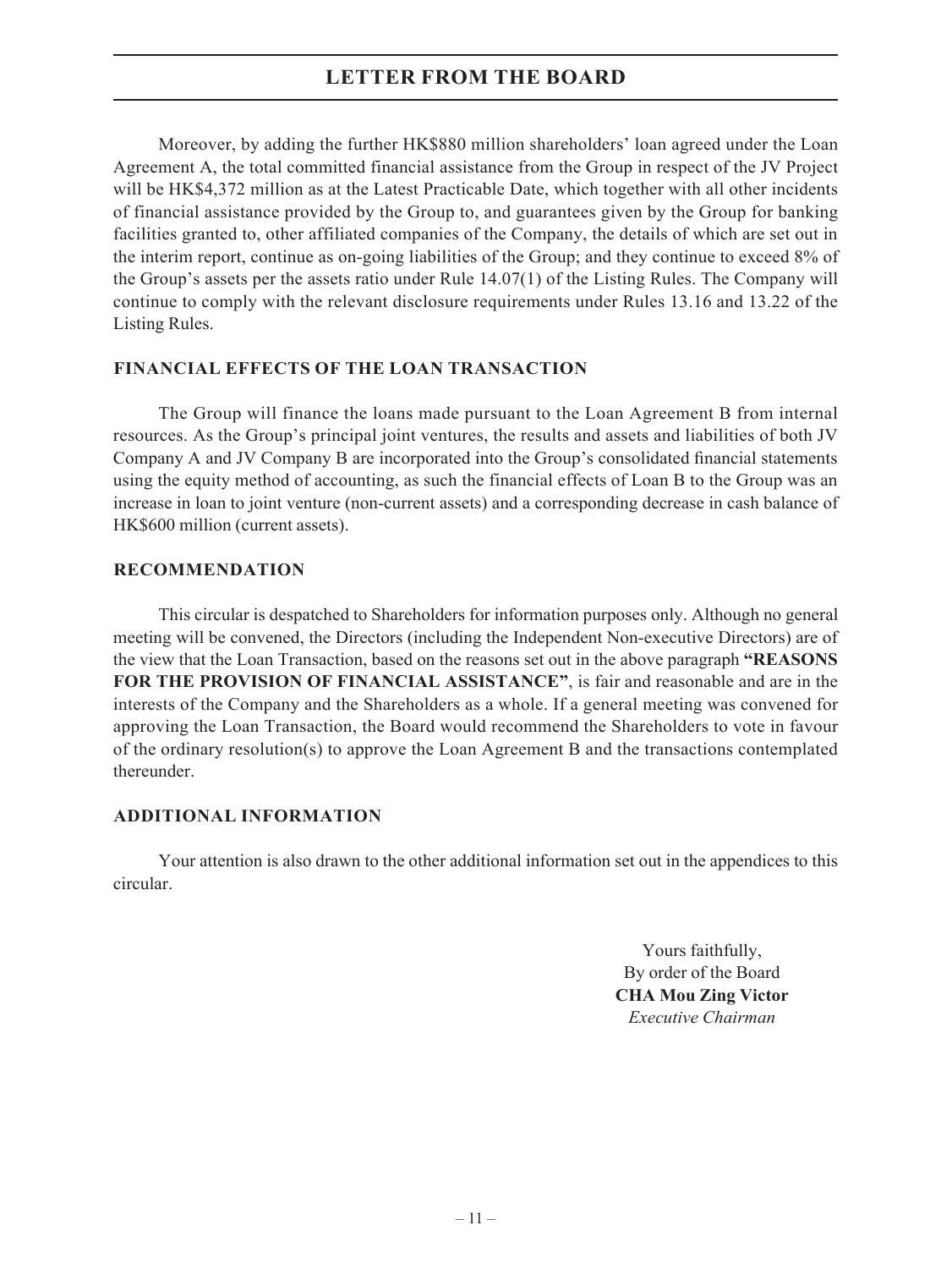Moreover, by adding the further HK$880 million shareholders' loan agreed under the Loan Agreement A, the total committed financial assistance from the Group in respect of the JV Project will be HK$4,372 million as at the Latest Practicable Date, which together with all other incidents of financial assistance provided by the Group to, and guarantees given by the Group for banking facilities granted to, other affiliated companies of the Company, the details of which are set out in the interim report, continue as on-going liabilities of the Group; and they continue to exceed 8% of the Group's assets per the assets ratio under Rule 14.07(1) of the Listing Rules. The Company will continue to comply with the relevant disclosure requirements under Rules 13.16 and 13.22 of the Listing Rules.

## FINANCIAL EFFECTS OF THE LOAN TRANSACTION

The Group will finance the loans made pursuant to the Loan Agreement B from internal resources. As the Group's principal joint ventures, the results and assets and liabilities of both JV Company A and JV Company B are incorporated into the Group's consolidated financial statements using the equity method of accounting, as such the financial effects of Loan B to the Group was an increase in loan to joint venture (non-current assets) and a corresponding decrease in cash balance of HK$600 million (current assets).

## RECOMMENDATION

This circular is despatched to Shareholders for information purposes only. Although no general meeting will be convened, the Directors (including the Independent Non-executive Directors) are of the view that the Loan Transaction, based on the reasons set out in the above paragraph **"REASONS FOR THE PROVISION OF FINANCIAL ASSISTANCE"**, is fair and reasonable and are in the interests of the Company and the Shareholders as a whole. If a general meeting was convened for approving the Loan Transaction, the Board would recommend the Shareholders to vote in favour of the ordinary resolution(s) to approve the Loan Agreement B and the transactions contemplated thereunder.

## ADDITIONAL INFORMATION

Your attention is also drawn to the other additional information set out in the appendices to this circular.

Yours faithfully,
By order of the Board
**CHA Mou Zing Victor**
*Executive Chairman*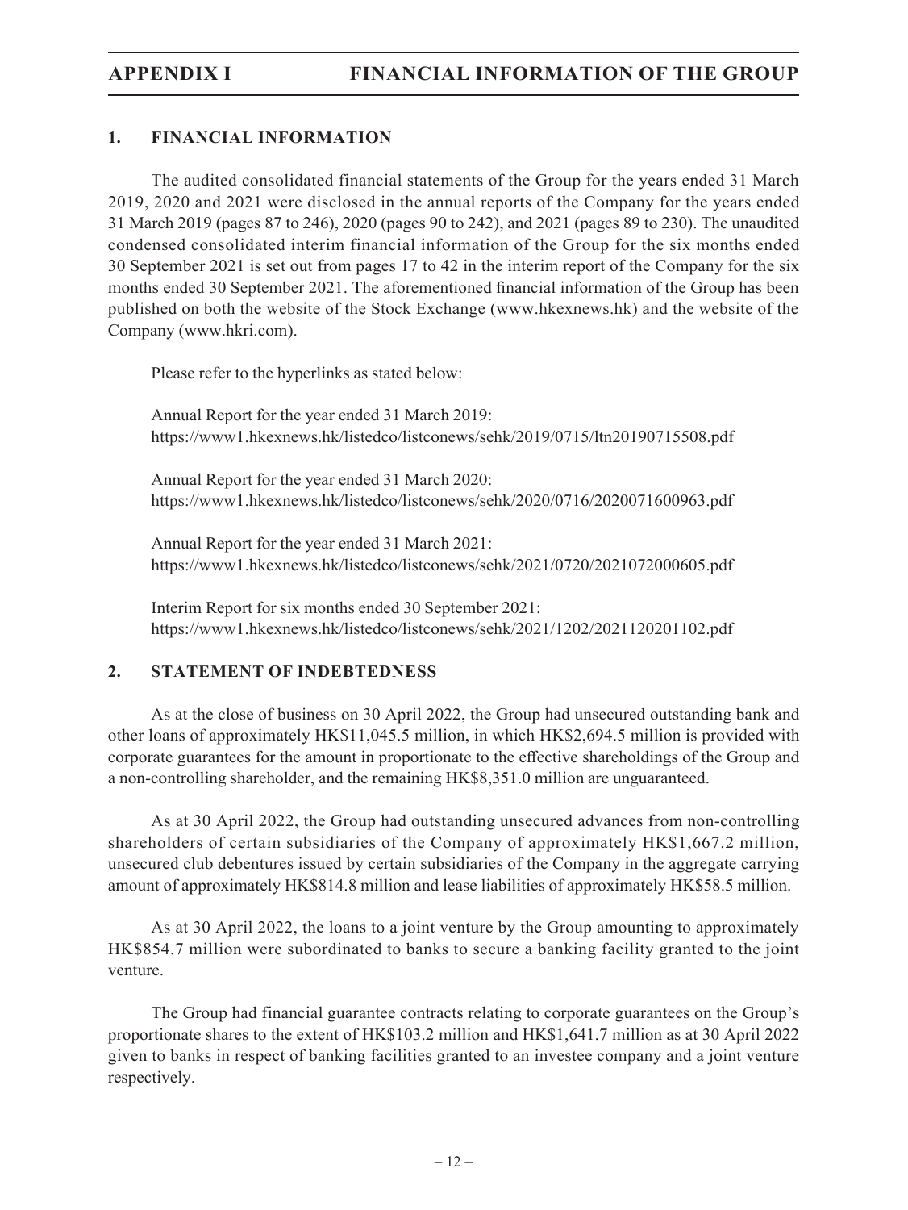# APPENDIX I FINANCIAL INFORMATION OF THE GROUP

## 1. FINANCIAL INFORMATION

The audited consolidated financial statements of the Group for the years ended 31 March 2019, 2020 and 2021 were disclosed in the annual reports of the Company for the years ended 31 March 2019 (pages 87 to 246), 2020 (pages 90 to 242), and 2021 (pages 89 to 230). The unaudited condensed consolidated interim financial information of the Group for the six months ended 30 September 2021 is set out from pages 17 to 42 in the interim report of the Company for the six months ended 30 September 2021. The aforementioned financial information of the Group has been published on both the website of the Stock Exchange (www.hkexnews.hk) and the website of the Company (www.hkri.com).

Please refer to the hyperlinks as stated below:

Annual Report for the year ended 31 March 2019:
https://www1.hkexnews.hk/listedco/listconews/sehk/2019/0715/ltn20190715508.pdf

Annual Report for the year ended 31 March 2020:
https://www1.hkexnews.hk/listedco/listconews/sehk/2020/0716/2020071600963.pdf

Annual Report for the year ended 31 March 2021:
https://www1.hkexnews.hk/listedco/listconews/sehk/2021/0720/2021072000605.pdf

Interim Report for six months ended 30 September 2021:
https://www1.hkexnews.hk/listedco/listconews/sehk/2021/1202/2021120201102.pdf

## 2. STATEMENT OF INDEBTEDNESS

As at the close of business on 30 April 2022, the Group had unsecured outstanding bank and other loans of approximately HK$11,045.5 million, in which HK$2,694.5 million is provided with corporate guarantees for the amount in proportionate to the effective shareholdings of the Group and a non-controlling shareholder, and the remaining HK$8,351.0 million are unguaranteed.

As at 30 April 2022, the Group had outstanding unsecured advances from non-controlling shareholders of certain subsidiaries of the Company of approximately HK$1,667.2 million, unsecured club debentures issued by certain subsidiaries of the Company in the aggregate carrying amount of approximately HK$814.8 million and lease liabilities of approximately HK$58.5 million.

As at 30 April 2022, the loans to a joint venture by the Group amounting to approximately HK$854.7 million were subordinated to banks to secure a banking facility granted to the joint venture.

The Group had financial guarantee contracts relating to corporate guarantees on the Group's proportionate shares to the extent of HK$103.2 million and HK$1,641.7 million as at 30 April 2022 given to banks in respect of banking facilities granted to an investee company and a joint venture respectively.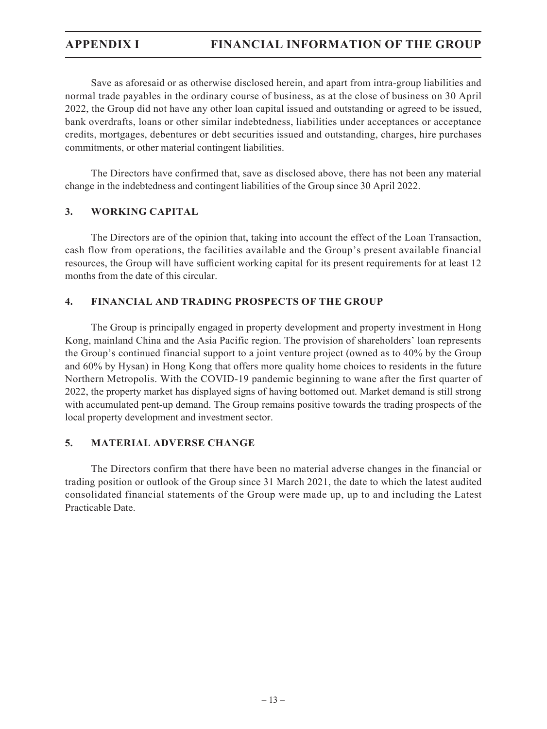Save as aforesaid or as otherwise disclosed herein, and apart from intra-group liabilities and normal trade payables in the ordinary course of business, as at the close of business on 30 April 2022, the Group did not have any other loan capital issued and outstanding or agreed to be issued, bank overdrafts, loans or other similar indebtedness, liabilities under acceptances or acceptance credits, mortgages, debentures or debt securities issued and outstanding, charges, hire purchases commitments, or other material contingent liabilities.

The Directors have confirmed that, save as disclosed above, there has not been any material change in the indebtedness and contingent liabilities of the Group since 30 April 2022.

## 3. WORKING CAPITAL

The Directors are of the opinion that, taking into account the effect of the Loan Transaction, cash flow from operations, the facilities available and the Group's present available financial resources, the Group will have sufficient working capital for its present requirements for at least 12 months from the date of this circular.

## 4. FINANCIAL AND TRADING PROSPECTS OF THE GROUP

The Group is principally engaged in property development and property investment in Hong Kong, mainland China and the Asia Pacific region. The provision of shareholders' loan represents the Group's continued financial support to a joint venture project (owned as to 40% by the Group and 60% by Hysan) in Hong Kong that offers more quality home choices to residents in the future Northern Metropolis. With the COVID-19 pandemic beginning to wane after the first quarter of 2022, the property market has displayed signs of having bottomed out. Market demand is still strong with accumulated pent-up demand. The Group remains positive towards the trading prospects of the local property development and investment sector.

## 5. MATERIAL ADVERSE CHANGE

The Directors confirm that there have been no material adverse changes in the financial or trading position or outlook of the Group since 31 March 2021, the date to which the latest audited consolidated financial statements of the Group were made up, up to and including the Latest Practicable Date.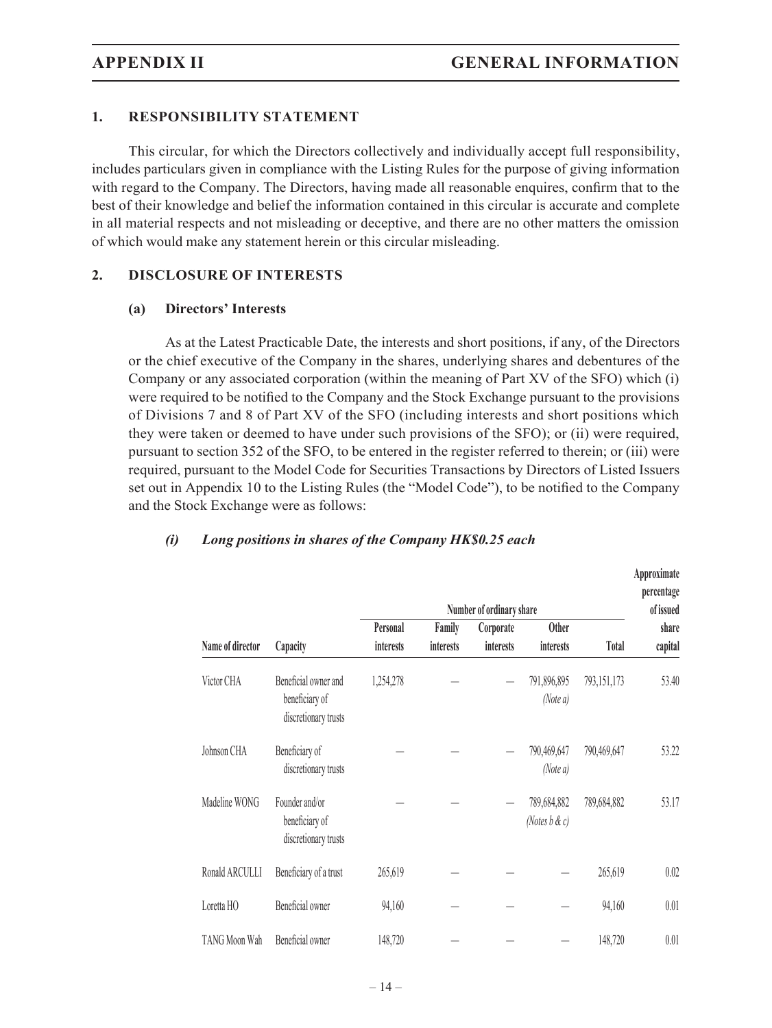## 1. RESPONSIBILITY STATEMENT

This circular, for which the Directors collectively and individually accept full responsibility, includes particulars given in compliance with the Listing Rules for the purpose of giving information with regard to the Company. The Directors, having made all reasonable enquires, confirm that to the best of their knowledge and belief the information contained in this circular is accurate and complete in all material respects and not misleading or deceptive, and there are no other matters the omission of which would make any statement herein or this circular misleading.

## 2. DISCLOSURE OF INTERESTS

### (a) Directors' Interests

As at the Latest Practicable Date, the interests and short positions, if any, of the Directors or the chief executive of the Company in the shares, underlying shares and debentures of the Company or any associated corporation (within the meaning of Part XV of the SFO) which (i) were required to be notified to the Company and the Stock Exchange pursuant to the provisions of Divisions 7 and 8 of Part XV of the SFO (including interests and short positions which they were taken or deemed to have under such provisions of the SFO); or (ii) were required, pursuant to section 352 of the SFO, to be entered in the register referred to therein; or (iii) were required, pursuant to the Model Code for Securities Transactions by Directors of Listed Issuers set out in Appendix 10 to the Listing Rules (the "Model Code"), to be notified to the Company and the Stock Exchange were as follows:

#### *(i) Long positions in shares of the Company HK$0.25 each*

| | | Number of ordinary share | | | | | Approximate percentage of issued share capital |
|---|---|---|---|---|---|---|---|
| Name of director | Capacity | Personal interests | Family interests | Corporate interests | Other interests | Total | |
| Victor CHA | Beneficial owner and beneficiary of discretionary trusts | 1,254,278 | – | – | 791,896,895 *(Note a)* | 793,151,173 | 53.40 |
| Johnson CHA | Beneficiary of discretionary trusts | – | – | – | 790,469,647 *(Note a)* | 790,469,647 | 53.22 |
| Madeline WONG | Founder and/or beneficiary of discretionary trusts | – | – | – | 789,684,882 *(Notes b & c)* | 789,684,882 | 53.17 |
| Ronald ARCULLI | Beneficiary of a trust | 265,619 | – | – | – | 265,619 | 0.02 |
| Loretta HO | Beneficial owner | 94,160 | – | – | – | 94,160 | 0.01 |
| TANG Moon Wah | Beneficial owner | 148,720 | – | – | – | 148,720 | 0.01 |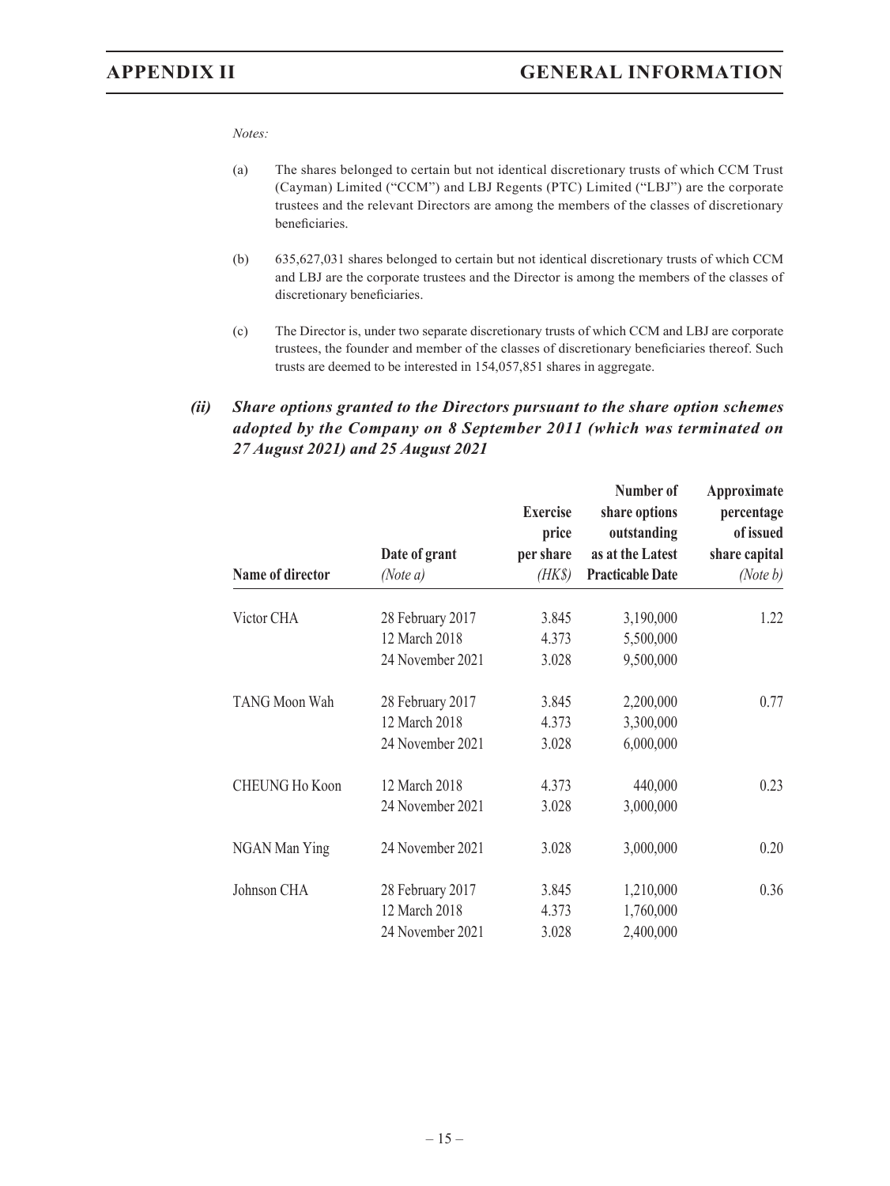*Notes:*

(a) The shares belonged to certain but not identical discretionary trusts of which CCM Trust (Cayman) Limited ("CCM") and LBJ Regents (PTC) Limited ("LBJ") are the corporate trustees and the relevant Directors are among the members of the classes of discretionary beneficiaries.

(b) 635,627,031 shares belonged to certain but not identical discretionary trusts of which CCM and LBJ are the corporate trustees and the Director is among the members of the classes of discretionary beneficiaries.

(c) The Director is, under two separate discretionary trusts of which CCM and LBJ are corporate trustees, the founder and member of the classes of discretionary beneficiaries thereof. Such trusts are deemed to be interested in 154,057,851 shares in aggregate.

### *(ii) Share options granted to the Directors pursuant to the share option schemes adopted by the Company on 8 September 2011 (which was terminated on 27 August 2021) and 25 August 2021*

| Name of director | Date of grant *(Note a)* | Exercise price per share *(HK$)* | Number of share options outstanding as at the Latest Practicable Date | Approximate percentage of issued share capital *(Note b)* |
|---|---|---|---|---|
| Victor CHA | 28 February 2017 | 3.845 | 3,190,000 | 1.22 |
| | 12 March 2018 | 4.373 | 5,500,000 | |
| | 24 November 2021 | 3.028 | 9,500,000 | |
| TANG Moon Wah | 28 February 2017 | 3.845 | 2,200,000 | 0.77 |
| | 12 March 2018 | 4.373 | 3,300,000 | |
| | 24 November 2021 | 3.028 | 6,000,000 | |
| CHEUNG Ho Koon | 12 March 2018 | 4.373 | 440,000 | 0.23 |
| | 24 November 2021 | 3.028 | 3,000,000 | |
| NGAN Man Ying | 24 November 2021 | 3.028 | 3,000,000 | 0.20 |
| Johnson CHA | 28 February 2017 | 3.845 | 1,210,000 | 0.36 |
| | 12 March 2018 | 4.373 | 1,760,000 | |
| | 24 November 2021 | 3.028 | 2,400,000 | |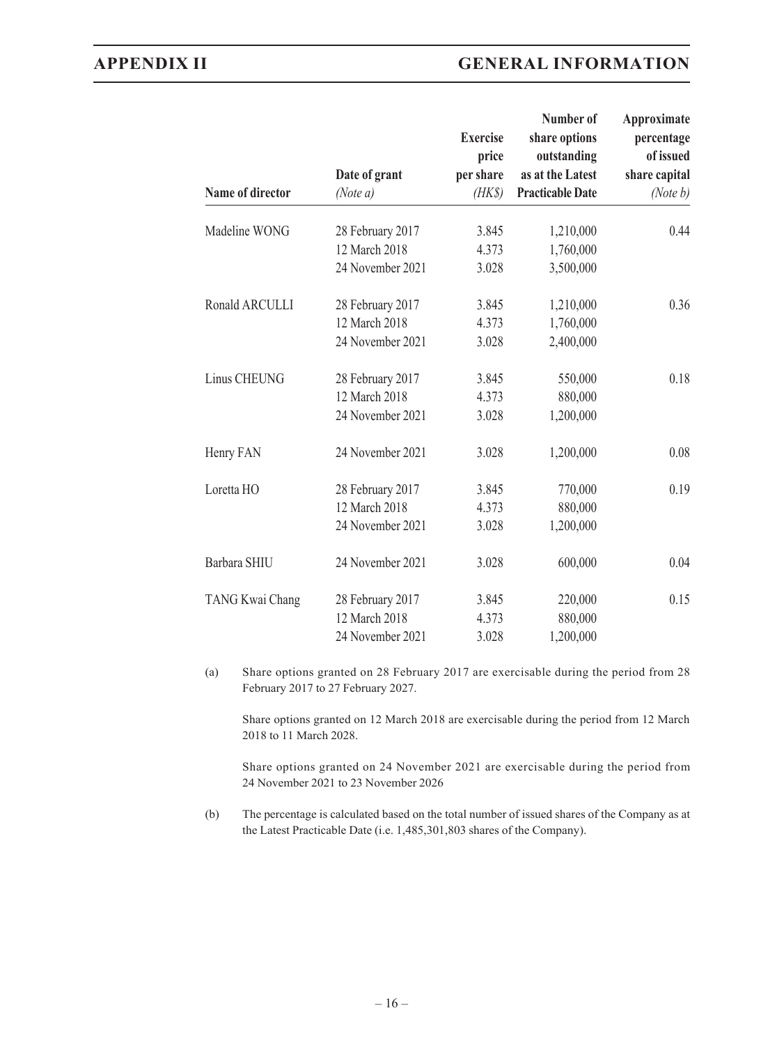| Name of director | Date of grant *(Note a)* | Exercise price per share *(HK$)* | Number of share options outstanding as at the Latest Practicable Date | Approximate percentage of issued share capital *(Note b)* |
|---|---|---|---|---|
| Madeline WONG | 28 February 2017 | 3.845 | 1,210,000 | 0.44 |
| | 12 March 2018 | 4.373 | 1,760,000 | |
| | 24 November 2021 | 3.028 | 3,500,000 | |
| Ronald ARCULLI | 28 February 2017 | 3.845 | 1,210,000 | 0.36 |
| | 12 March 2018 | 4.373 | 1,760,000 | |
| | 24 November 2021 | 3.028 | 2,400,000 | |
| Linus CHEUNG | 28 February 2017 | 3.845 | 550,000 | 0.18 |
| | 12 March 2018 | 4.373 | 880,000 | |
| | 24 November 2021 | 3.028 | 1,200,000 | |
| Henry FAN | 24 November 2021 | 3.028 | 1,200,000 | 0.08 |
| Loretta HO | 28 February 2017 | 3.845 | 770,000 | 0.19 |
| | 12 March 2018 | 4.373 | 880,000 | |
| | 24 November 2021 | 3.028 | 1,200,000 | |
| Barbara SHIU | 24 November 2021 | 3.028 | 600,000 | 0.04 |
| TANG Kwai Chang | 28 February 2017 | 3.845 | 220,000 | 0.15 |
| | 12 March 2018 | 4.373 | 880,000 | |
| | 24 November 2021 | 3.028 | 1,200,000 | |

(a) Share options granted on 28 February 2017 are exercisable during the period from 28 February 2017 to 27 February 2027.

Share options granted on 12 March 2018 are exercisable during the period from 12 March 2018 to 11 March 2028.

Share options granted on 24 November 2021 are exercisable during the period from 24 November 2021 to 23 November 2026

(b) The percentage is calculated based on the total number of issued shares of the Company as at the Latest Practicable Date (i.e. 1,485,301,803 shares of the Company).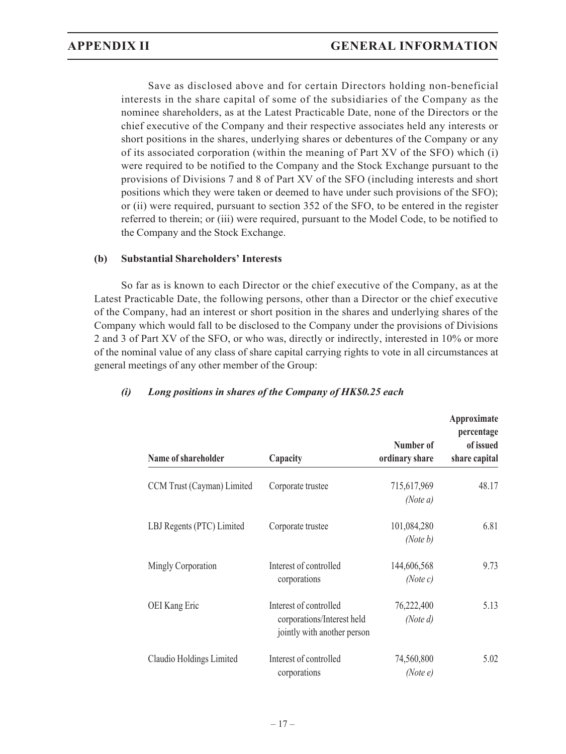Save as disclosed above and for certain Directors holding non-beneficial interests in the share capital of some of the subsidiaries of the Company as the nominee shareholders, as at the Latest Practicable Date, none of the Directors or the chief executive of the Company and their respective associates held any interests or short positions in the shares, underlying shares or debentures of the Company or any of its associated corporation (within the meaning of Part XV of the SFO) which (i) were required to be notified to the Company and the Stock Exchange pursuant to the provisions of Divisions 7 and 8 of Part XV of the SFO (including interests and short positions which they were taken or deemed to have under such provisions of the SFO); or (ii) were required, pursuant to section 352 of the SFO, to be entered in the register referred to therein; or (iii) were required, pursuant to the Model Code, to be notified to the Company and the Stock Exchange.

**(b) Substantial Shareholders' Interests**

So far as is known to each Director or the chief executive of the Company, as at the Latest Practicable Date, the following persons, other than a Director or the chief executive of the Company, had an interest or short position in the shares and underlying shares of the Company which would fall to be disclosed to the Company under the provisions of Divisions 2 and 3 of Part XV of the SFO, or who was, directly or indirectly, interested in 10% or more of the nominal value of any class of share capital carrying rights to vote in all circumstances at general meetings of any other member of the Group:

***(i) Long positions in shares of the Company of HK$0.25 each***

| Name of shareholder | Capacity | Number of ordinary share | Approximate percentage of issued share capital |
|---|---|---|---|
| CCM Trust (Cayman) Limited | Corporate trustee | 715,617,969 *(Note a)* | 48.17 |
| LBJ Regents (PTC) Limited | Corporate trustee | 101,084,280 *(Note b)* | 6.81 |
| Mingly Corporation | Interest of controlled corporations | 144,606,568 *(Note c)* | 9.73 |
| OEI Kang Eric | Interest of controlled corporations/Interest held jointly with another person | 76,222,400 *(Note d)* | 5.13 |
| Claudio Holdings Limited | Interest of controlled corporations | 74,560,800 *(Note e)* | 5.02 |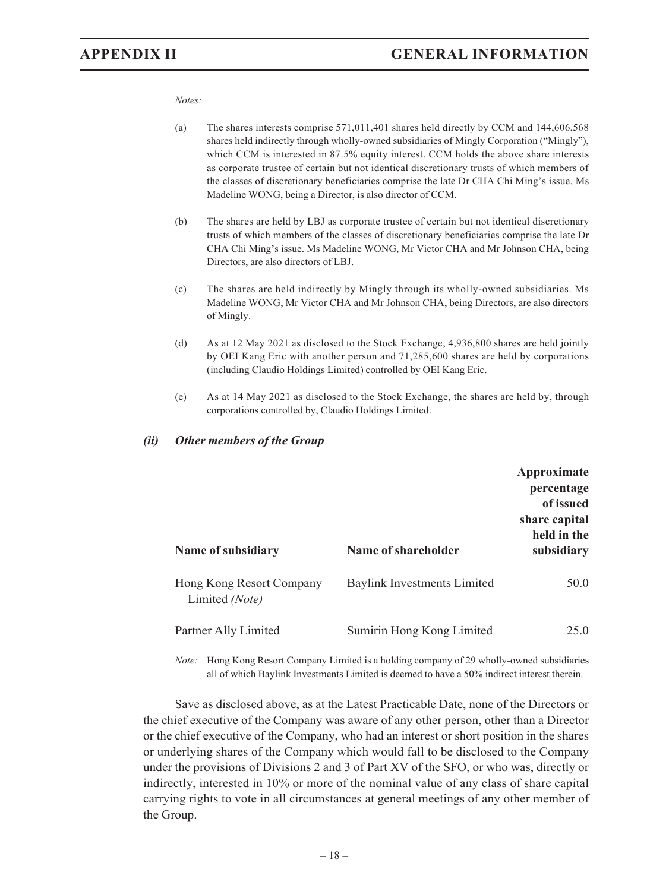*Notes:*

(a) The shares interests comprise 571,011,401 shares held directly by CCM and 144,606,568 shares held indirectly through wholly-owned subsidiaries of Mingly Corporation ("Mingly"), which CCM is interested in 87.5% equity interest. CCM holds the above share interests as corporate trustee of certain but not identical discretionary trusts of which members of the classes of discretionary beneficiaries comprise the late Dr CHA Chi Ming's issue. Ms Madeline WONG, being a Director, is also director of CCM.

(b) The shares are held by LBJ as corporate trustee of certain but not identical discretionary trusts of which members of the classes of discretionary beneficiaries comprise the late Dr CHA Chi Ming's issue. Ms Madeline WONG, Mr Victor CHA and Mr Johnson CHA, being Directors, are also directors of LBJ.

(c) The shares are held indirectly by Mingly through its wholly-owned subsidiaries. Ms Madeline WONG, Mr Victor CHA and Mr Johnson CHA, being Directors, are also directors of Mingly.

(d) As at 12 May 2021 as disclosed to the Stock Exchange, 4,936,800 shares are held jointly by OEI Kang Eric with another person and 71,285,600 shares are held by corporations (including Claudio Holdings Limited) controlled by OEI Kang Eric.

(e) As at 14 May 2021 as disclosed to the Stock Exchange, the shares are held by, through corporations controlled by, Claudio Holdings Limited.

### *(ii) Other members of the Group*

| Name of subsidiary | Name of shareholder | Approximate percentage of issued share capital held in the subsidiary |
|---|---|---|
| Hong Kong Resort Company Limited *(Note)* | Baylink Investments Limited | 50.0 |
| Partner Ally Limited | Sumirin Hong Kong Limited | 25.0 |

*Note:* Hong Kong Resort Company Limited is a holding company of 29 wholly-owned subsidiaries all of which Baylink Investments Limited is deemed to have a 50% indirect interest therein.

Save as disclosed above, as at the Latest Practicable Date, none of the Directors or the chief executive of the Company was aware of any other person, other than a Director or the chief executive of the Company, who had an interest or short position in the shares or underlying shares of the Company which would fall to be disclosed to the Company under the provisions of Divisions 2 and 3 of Part XV of the SFO, or who was, directly or indirectly, interested in 10% or more of the nominal value of any class of share capital carrying rights to vote in all circumstances at general meetings of any other member of the Group.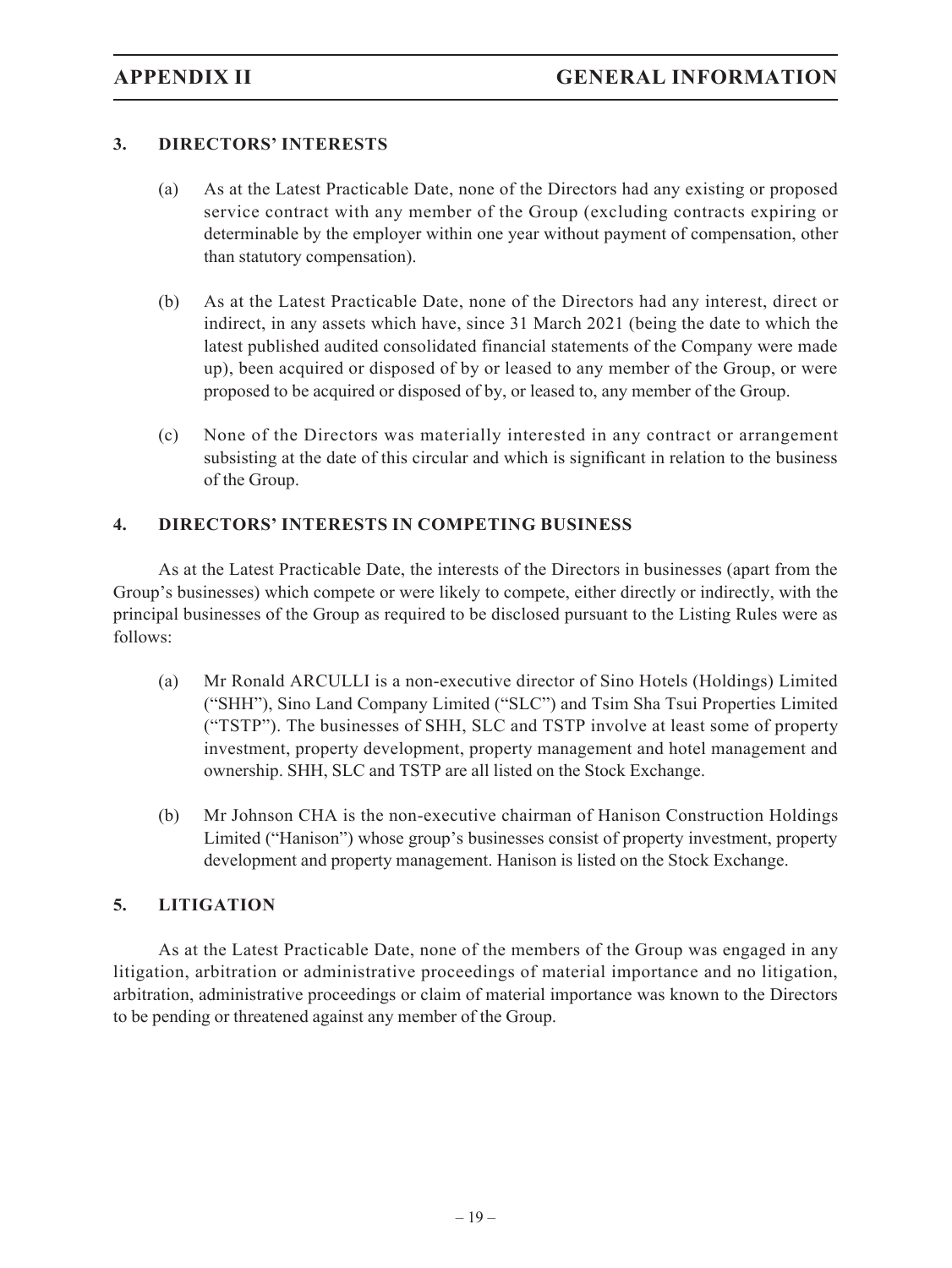## 3. DIRECTORS' INTERESTS

(a) As at the Latest Practicable Date, none of the Directors had any existing or proposed service contract with any member of the Group (excluding contracts expiring or determinable by the employer within one year without payment of compensation, other than statutory compensation).

(b) As at the Latest Practicable Date, none of the Directors had any interest, direct or indirect, in any assets which have, since 31 March 2021 (being the date to which the latest published audited consolidated financial statements of the Company were made up), been acquired or disposed of by or leased to any member of the Group, or were proposed to be acquired or disposed of by, or leased to, any member of the Group.

(c) None of the Directors was materially interested in any contract or arrangement subsisting at the date of this circular and which is significant in relation to the business of the Group.

## 4. DIRECTORS' INTERESTS IN COMPETING BUSINESS

As at the Latest Practicable Date, the interests of the Directors in businesses (apart from the Group's businesses) which compete or were likely to compete, either directly or indirectly, with the principal businesses of the Group as required to be disclosed pursuant to the Listing Rules were as follows:

(a) Mr Ronald ARCULLI is a non-executive director of Sino Hotels (Holdings) Limited ("SHH"), Sino Land Company Limited ("SLC") and Tsim Sha Tsui Properties Limited ("TSTP"). The businesses of SHH, SLC and TSTP involve at least some of property investment, property development, property management and hotel management and ownership. SHH, SLC and TSTP are all listed on the Stock Exchange.

(b) Mr Johnson CHA is the non-executive chairman of Hanison Construction Holdings Limited ("Hanison") whose group's businesses consist of property investment, property development and property management. Hanison is listed on the Stock Exchange.

## 5. LITIGATION

As at the Latest Practicable Date, none of the members of the Group was engaged in any litigation, arbitration or administrative proceedings of material importance and no litigation, arbitration, administrative proceedings or claim of material importance was known to the Directors to be pending or threatened against any member of the Group.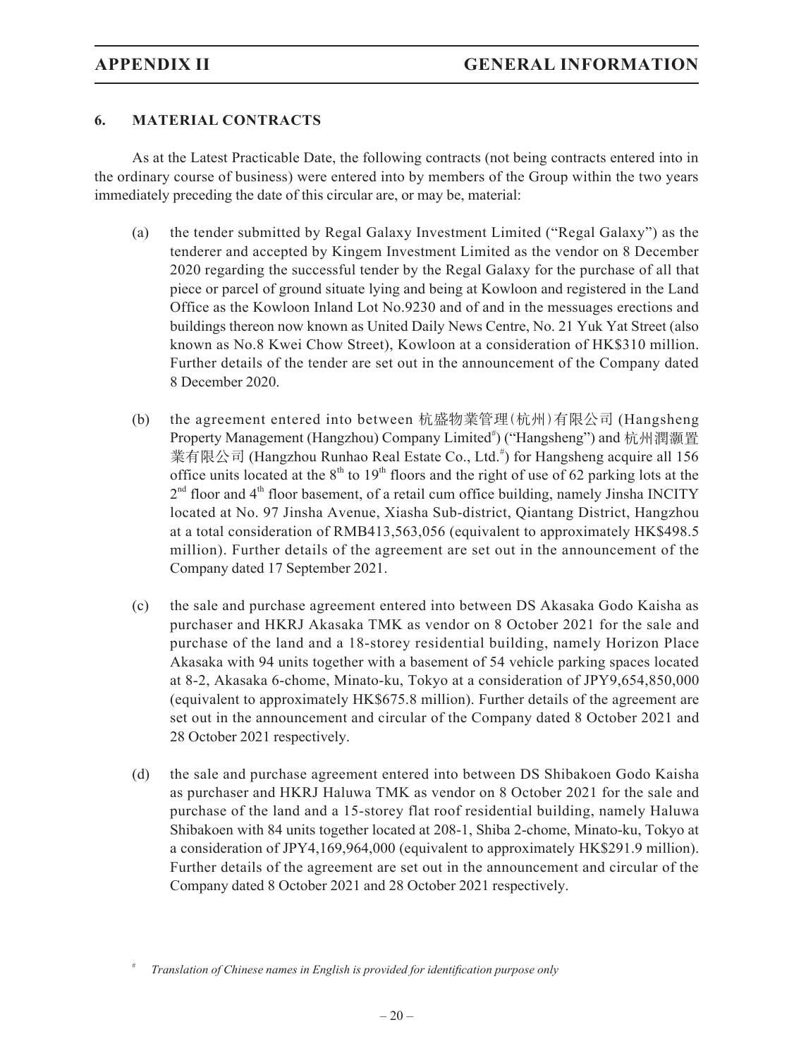## 6. MATERIAL CONTRACTS

As at the Latest Practicable Date, the following contracts (not being contracts entered into in the ordinary course of business) were entered into by members of the Group within the two years immediately preceding the date of this circular are, or may be, material:

(a) the tender submitted by Regal Galaxy Investment Limited ("Regal Galaxy") as the tenderer and accepted by Kingem Investment Limited as the vendor on 8 December 2020 regarding the successful tender by the Regal Galaxy for the purchase of all that piece or parcel of ground situate lying and being at Kowloon and registered in the Land Office as the Kowloon Inland Lot No.9230 and of and in the messuages erections and buildings thereon now known as United Daily News Centre, No. 21 Yuk Yat Street (also known as No.8 Kwei Chow Street), Kowloon at a consideration of HK$310 million. Further details of the tender are set out in the announcement of the Company dated 8 December 2020.

(b) the agreement entered into between 杭盛物業管理(杭州)有限公司 (Hangsheng Property Management (Hangzhou) Company Limited[#]) ("Hangsheng") and 杭州潤灝置業有限公司 (Hangzhou Runhao Real Estate Co., Ltd.[#]) for Hangsheng acquire all 156 office units located at the 8th to 19th floors and the right of use of 62 parking lots at the 2nd floor and 4th floor basement, of a retail cum office building, namely Jinsha INCITY located at No. 97 Jinsha Avenue, Xiasha Sub-district, Qiantang District, Hangzhou at a total consideration of RMB413,563,056 (equivalent to approximately HK$498.5 million). Further details of the agreement are set out in the announcement of the Company dated 17 September 2021.

(c) the sale and purchase agreement entered into between DS Akasaka Godo Kaisha as purchaser and HKRJ Akasaka TMK as vendor on 8 October 2021 for the sale and purchase of the land and a 18-storey residential building, namely Horizon Place Akasaka with 94 units together with a basement of 54 vehicle parking spaces located at 8-2, Akasaka 6-chome, Minato-ku, Tokyo at a consideration of JPY9,654,850,000 (equivalent to approximately HK$675.8 million). Further details of the agreement are set out in the announcement and circular of the Company dated 8 October 2021 and 28 October 2021 respectively.

(d) the sale and purchase agreement entered into between DS Shibakoen Godo Kaisha as purchaser and HKRJ Haluwa TMK as vendor on 8 October 2021 for the sale and purchase of the land and a 15-storey flat roof residential building, namely Haluwa Shibakoen with 84 units together located at 208-1, Shiba 2-chome, Minato-ku, Tokyo at a consideration of JPY4,169,964,000 (equivalent to approximately HK$291.9 million). Further details of the agreement are set out in the announcement and circular of the Company dated 8 October 2021 and 28 October 2021 respectively.

[#] *Translation of Chinese names in English is provided for identification purpose only*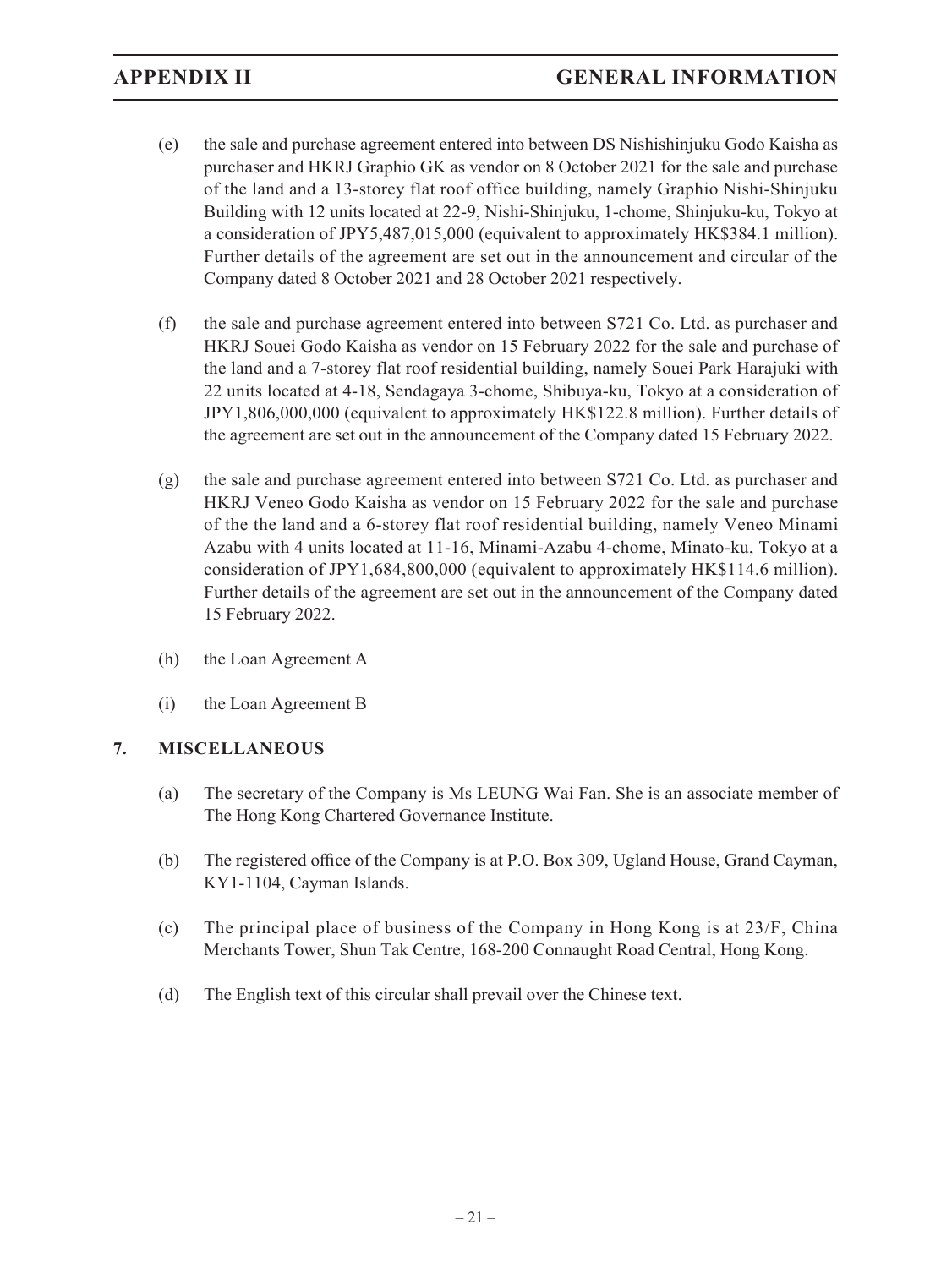(e) the sale and purchase agreement entered into between DS Nishishinjuku Godo Kaisha as purchaser and HKRJ Graphio GK as vendor on 8 October 2021 for the sale and purchase of the land and a 13-storey flat roof office building, namely Graphio Nishi-Shinjuku Building with 12 units located at 22-9, Nishi-Shinjuku, 1-chome, Shinjuku-ku, Tokyo at a consideration of JPY5,487,015,000 (equivalent to approximately HK$384.1 million). Further details of the agreement are set out in the announcement and circular of the Company dated 8 October 2021 and 28 October 2021 respectively.

(f) the sale and purchase agreement entered into between S721 Co. Ltd. as purchaser and HKRJ Souei Godo Kaisha as vendor on 15 February 2022 for the sale and purchase of the land and a 7-storey flat roof residential building, namely Souei Park Harajuki with 22 units located at 4-18, Sendagaya 3-chome, Shibuya-ku, Tokyo at a consideration of JPY1,806,000,000 (equivalent to approximately HK$122.8 million). Further details of the agreement are set out in the announcement of the Company dated 15 February 2022.

(g) the sale and purchase agreement entered into between S721 Co. Ltd. as purchaser and HKRJ Veneo Godo Kaisha as vendor on 15 February 2022 for the sale and purchase of the the land and a 6-storey flat roof residential building, namely Veneo Minami Azabu with 4 units located at 11-16, Minami-Azabu 4-chome, Minato-ku, Tokyo at a consideration of JPY1,684,800,000 (equivalent to approximately HK$114.6 million). Further details of the agreement are set out in the announcement of the Company dated 15 February 2022.

(h) the Loan Agreement A

(i) the Loan Agreement B

## 7. MISCELLANEOUS

(a) The secretary of the Company is Ms LEUNG Wai Fan. She is an associate member of The Hong Kong Chartered Governance Institute.

(b) The registered office of the Company is at P.O. Box 309, Ugland House, Grand Cayman, KY1-1104, Cayman Islands.

(c) The principal place of business of the Company in Hong Kong is at 23/F, China Merchants Tower, Shun Tak Centre, 168-200 Connaught Road Central, Hong Kong.

(d) The English text of this circular shall prevail over the Chinese text.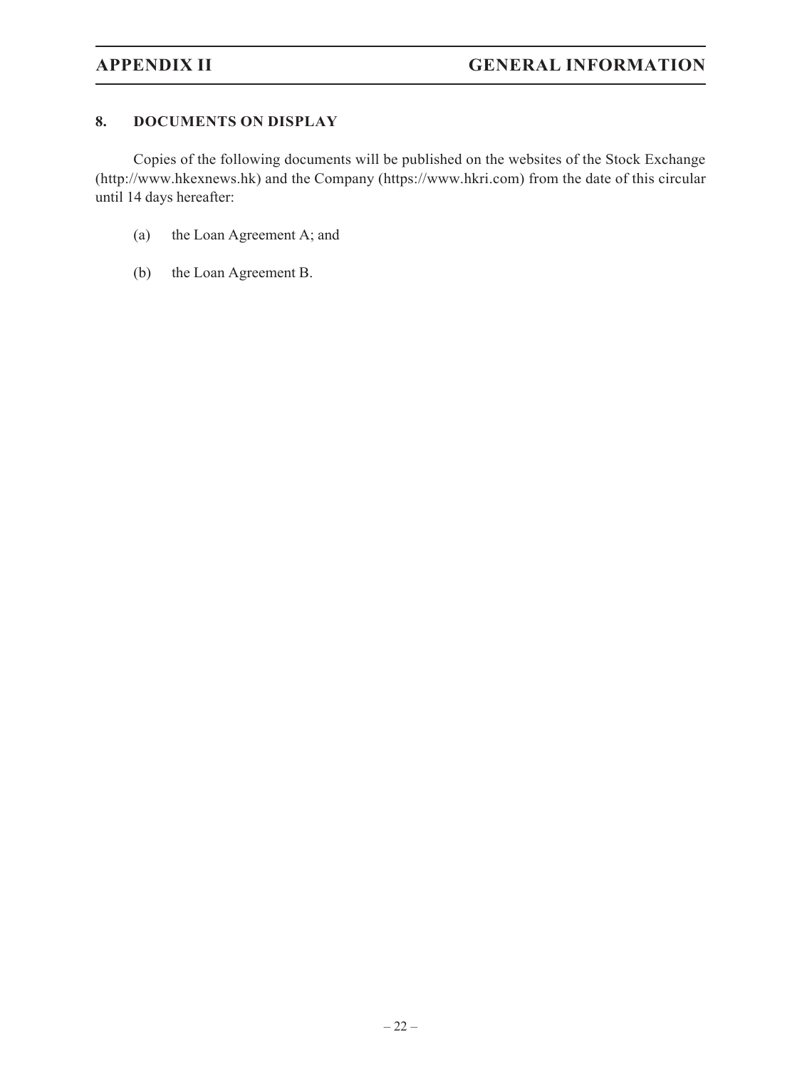## 8. DOCUMENTS ON DISPLAY

Copies of the following documents will be published on the websites of the Stock Exchange (http://www.hkexnews.hk) and the Company (https://www.hkri.com) from the date of this circular until 14 days hereafter:

(a) the Loan Agreement A; and

(b) the Loan Agreement B.